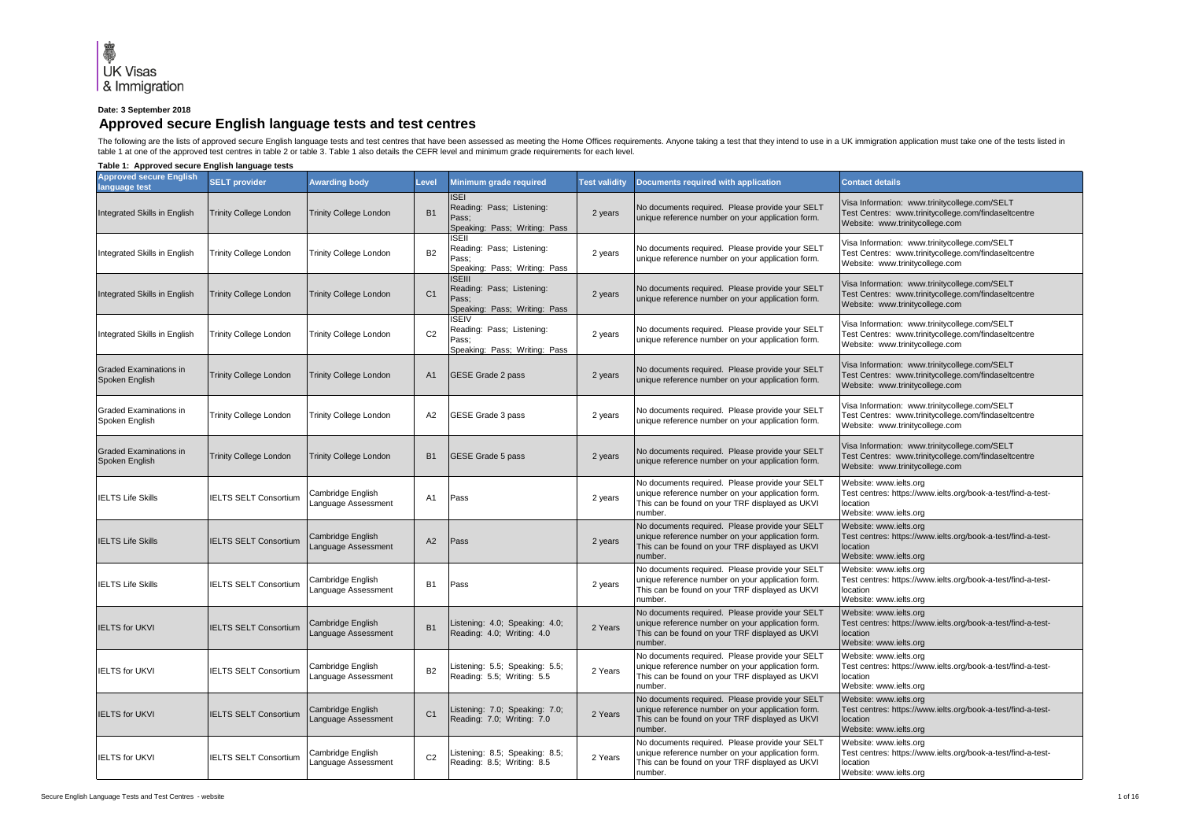UK Visas & Immigration

**Date: 3 September 2018**

# Approved secure English language tests and test centres

The following are the lists of approved secure English language tests and test centres that have been assessed as meeting the Home Offices requirements. Anyone taking a test that they intend to use in a UK immigration application must take one of the tests listed in table 1 at one of the approved test centres in table 2 or table 3. Table 1 also details the CEFR level and minimum grade requirements for each level.

**Table 1: Approved secure English language tests**

| Approved secure English language test | SELT provider | Awarding body | Level | Minimum grade required | Test validity | Documents required with application | Contact details |
|---|---|---|---|---|---|---|---|
| Integrated Skills in English | Trinity College London | Trinity College London | B1 | ISEI Reading: Pass; Listening: Pass; Speaking: Pass; Writing: Pass | 2 years | No documents required. Please provide your SELT unique reference number on your application form. | Visa Information: www.trinitycollege.com/SELT Test Centres: www.trinitycollege.com/findaseltcentre Website: www.trinitycollege.com |
| Integrated Skills in English | Trinity College London | Trinity College London | B2 | ISEII Reading: Pass; Listening: Pass; Speaking: Pass; Writing: Pass | 2 years | No documents required. Please provide your SELT unique reference number on your application form. | Visa Information: www.trinitycollege.com/SELT Test Centres: www.trinitycollege.com/findaseltcentre Website: www.trinitycollege.com |
| Integrated Skills in English | Trinity College London | Trinity College London | C1 | ISEIII Reading: Pass; Listening: Pass; Speaking: Pass; Writing: Pass | 2 years | No documents required. Please provide your SELT unique reference number on your application form. | Visa Information: www.trinitycollege.com/SELT Test Centres: www.trinitycollege.com/findaseltcentre Website: www.trinitycollege.com |
| Integrated Skills in English | Trinity College London | Trinity College London | C2 | ISEIV Reading: Pass; Listening: Pass; Speaking: Pass; Writing: Pass | 2 years | No documents required. Please provide your SELT unique reference number on your application form. | Visa Information: www.trinitycollege.com/SELT Test Centres: www.trinitycollege.com/findaseltcentre Website: www.trinitycollege.com |
| Graded Examinations in Spoken English | Trinity College London | Trinity College London | A1 | GESE Grade 2 pass | 2 years | No documents required. Please provide your SELT unique reference number on your application form. | Visa Information: www.trinitycollege.com/SELT Test Centres: www.trinitycollege.com/findaseltcentre Website: www.trinitycollege.com |
| Graded Examinations in Spoken English | Trinity College London | Trinity College London | A2 | GESE Grade 3 pass | 2 years | No documents required. Please provide your SELT unique reference number on your application form. | Visa Information: www.trinitycollege.com/SELT Test Centres: www.trinitycollege.com/findaseltcentre Website: www.trinitycollege.com |
| Graded Examinations in Spoken English | Trinity College London | Trinity College London | B1 | GESE Grade 5 pass | 2 years | No documents required. Please provide your SELT unique reference number on your application form. | Visa Information: www.trinitycollege.com/SELT Test Centres: www.trinitycollege.com/findaseltcentre Website: www.trinitycollege.com |
| IELTS Life Skills | IELTS SELT Consortium | Cambridge English Language Assessment | A1 | Pass | 2 years | No documents required. Please provide your SELT unique reference number on your application form. This can be found on your TRF displayed as UKVI number. | Website: www.ielts.org Test centres: https://www.ielts.org/book-a-test/find-a-test-location Website: www.ielts.org |
| IELTS Life Skills | IELTS SELT Consortium | Cambridge English Language Assessment | A2 | Pass | 2 years | No documents required. Please provide your SELT unique reference number on your application form. This can be found on your TRF displayed as UKVI number. | Website: www.ielts.org Test centres: https://www.ielts.org/book-a-test/find-a-test-location Website: www.ielts.org |
| IELTS Life Skills | IELTS SELT Consortium | Cambridge English Language Assessment | B1 | Pass | 2 years | No documents required. Please provide your SELT unique reference number on your application form. This can be found on your TRF displayed as UKVI number. | Website: www.ielts.org Test centres: https://www.ielts.org/book-a-test/find-a-test-location Website: www.ielts.org |
| IELTS for UKVI | IELTS SELT Consortium | Cambridge English Language Assessment | B1 | Listening: 4.0; Speaking: 4.0; Reading: 4.0; Writing: 4.0 | 2 Years | No documents required. Please provide your SELT unique reference number on your application form. This can be found on your TRF displayed as UKVI number. | Website: www.ielts.org Test centres: https://www.ielts.org/book-a-test/find-a-test-location Website: www.ielts.org |
| IELTS for UKVI | IELTS SELT Consortium | Cambridge English Language Assessment | B2 | Listening: 5.5; Speaking: 5.5; Reading: 5.5; Writing: 5.5 | 2 Years | No documents required. Please provide your SELT unique reference number on your application form. This can be found on your TRF displayed as UKVI number. | Website: www.ielts.org Test centres: https://www.ielts.org/book-a-test/find-a-test-location Website: www.ielts.org |
| IELTS for UKVI | IELTS SELT Consortium | Cambridge English Language Assessment | C1 | Listening: 7.0; Speaking: 7.0; Reading: 7.0; Writing: 7.0 | 2 Years | No documents required. Please provide your SELT unique reference number on your application form. This can be found on your TRF displayed as UKVI number. | Website: www.ielts.org Test centres: https://www.ielts.org/book-a-test/find-a-test-location Website: www.ielts.org |
| IELTS for UKVI | IELTS SELT Consortium | Cambridge English Language Assessment | C2 | Listening: 8.5; Speaking: 8.5; Reading: 8.5; Writing: 8.5 | 2 Years | No documents required. Please provide your SELT unique reference number on your application form. This can be found on your TRF displayed as UKVI number. | Website: www.ielts.org Test centres: https://www.ielts.org/book-a-test/find-a-test-location Website: www.ielts.org |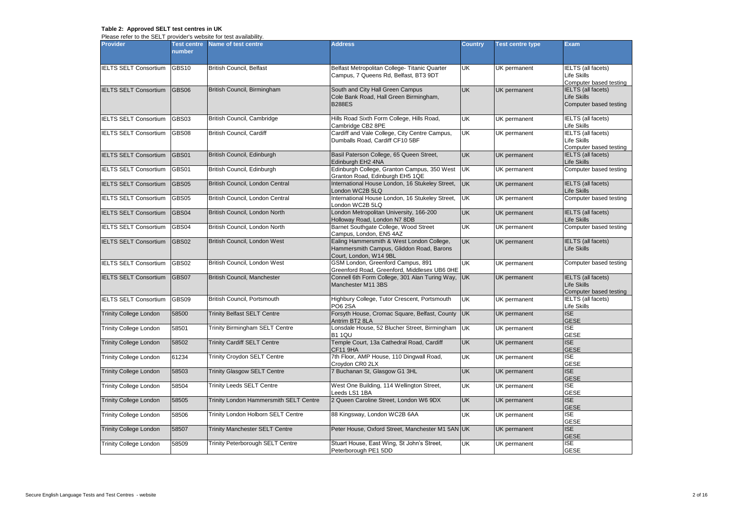**Table 2: Approved SELT test centres in UK**

Please refer to the SELT provider's website for test availability.

| Provider | Test centre number | Name of test centre | Address | Country | Test centre type | Exam |
|---|---|---|---|---|---|---|
| IELTS SELT Consortium | GBS10 | British Council, Belfast | Belfast Metropolitan College- Titanic Quarter Campus, 7 Queens Rd, Belfast, BT3 9DT | UK | UK permanent | IELTS (all facets)<br>Life Skills<br>Computer based testing |
| IELTS SELT Consortium | GBS06 | British Council, Birmingham | South and City Hall Green Campus Cole Bank Road, Hall Green Birmingham, B288ES | UK | UK permanent | IELTS (all facets)<br>Life Skills<br>Computer based testing |
| IELTS SELT Consortium | GBS03 | British Council, Cambridge | Hills Road Sixth Form College, Hills Road, Cambridge CB2 8PE | UK | UK permanent | IELTS (all facets)<br>Life Skills |
| IELTS SELT Consortium | GBS08 | British Council, Cardiff | Cardiff and Vale College, City Centre Campus, Dumballs Road, Cardiff CF10 5BF | UK | UK permanent | IELTS (all facets)<br>Life Skills<br>Computer based testing |
| IELTS SELT Consortium | GBS01 | British Council, Edinburgh | Basil Paterson College, 65 Queen Street, Edinburgh EH2 4NA | UK | UK permanent | IELTS (all facets)<br>Life Skills |
| IELTS SELT Consortium | GBS01 | British Council, Edinburgh | Edinburgh College, Granton Campus, 350 West Granton Road, Edinburgh EH5 1QE | UK | UK permanent | Computer based testing |
| IELTS SELT Consortium | GBS05 | British Council, London Central | International House London, 16 Stukeley Street, London WC2B 5LQ | UK | UK permanent | IELTS (all facets)<br>Life Skills |
| IELTS SELT Consortium | GBS05 | British Council, London Central | International House London, 16 Stukeley Street, London WC2B 5LQ | UK | UK permanent | Computer based testing |
| IELTS SELT Consortium | GBS04 | British Council, London North | London Metropolitan University, 166-200 Holloway Road, London N7 8DB | UK | UK permanent | IELTS (all facets)<br>Life Skills |
| IELTS SELT Consortium | GBS04 | British Council, London North | Barnet Southgate College, Wood Street Campus, London, EN5 4AZ | UK | UK permanent | Computer based testing |
| IELTS SELT Consortium | GBS02 | British Council, London West | Ealing Hammersmith & West London College, Hammersmith Campus, Gliddon Road, Barons Court, London, W14 9BL | UK | UK permanent | IELTS (all facets)<br>Life Skills |
| IELTS SELT Consortium | GBS02 | British Council, London West | GSM London, Greenford Campus, 891 Greenford Road, Greenford, Middlesex UB6 0HE | UK | UK permanent | Computer based testing |
| IELTS SELT Consortium | GBS07 | British Council, Manchester | Connell 6th Form College, 301 Alan Turing Way, Manchester M11 3BS | UK | UK permanent | IELTS (all facets)<br>Life Skills<br>Computer based testing |
| IELTS SELT Consortium | GBS09 | British Council, Portsmouth | Highbury College, Tutor Crescent, Portsmouth PO6 2SA | UK | UK permanent | IELTS (all facets)<br>Life Skills |
| Trinity College London | 58500 | Trinity Belfast SELT Centre | Forsyth House, Cromac Square, Belfast, County Antrim BT2 8LA | UK | UK permanent | ISE<br>GESE |
| Trinity College London | 58501 | Trinity Birmingham SELT Centre | Lonsdale House, 52 Blucher Street, Birmingham B1 1QU | UK | UK permanent | ISE<br>GESE |
| Trinity College London | 58502 | Trinity Cardiff SELT Centre | Temple Court, 13a Cathedral Road, Cardiff CF11 9HA | UK | UK permanent | ISE<br>GESE |
| Trinity College London | 61234 | Trinity Croydon SELT Centre | 7th Floor, AMP House, 110 Dingwall Road, Croydon CR0 2LX | UK | UK permanent | ISE<br>GESE |
| Trinity College London | 58503 | Trinity Glasgow SELT Centre | 7 Buchanan St, Glasgow G1 3HL | UK | UK permanent | ISE<br>GESE |
| Trinity College London | 58504 | Trinity Leeds SELT Centre | West One Building, 114 Wellington Street, Leeds LS1 1BA | UK | UK permanent | ISE<br>GESE |
| Trinity College London | 58505 | Trinity London Hammersmith SELT Centre | 2 Queen Caroline Street, London W6 9DX | UK | UK permanent | ISE<br>GESE |
| Trinity College London | 58506 | Trinity London Holborn SELT Centre | 88 Kingsway, London WC2B 6AA | UK | UK permanent | ISE<br>GESE |
| Trinity College London | 58507 | Trinity Manchester SELT Centre | Peter House, Oxford Street, Manchester M1 5AN | UK | UK permanent | ISE<br>GESE |
| Trinity College London | 58509 | Trinity Peterborough SELT Centre | Stuart House, East Wing, St John's Street, Peterborough PE1 5DD | UK | UK permanent | ISE<br>GESE |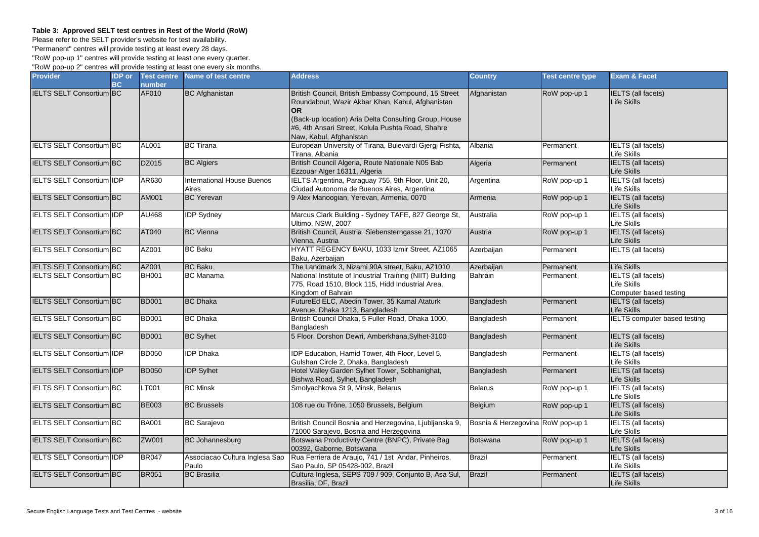**Table 3: Approved SELT test centres in Rest of the World (RoW)**

Please refer to the SELT provider's website for test availability.

"Permanent" centres will provide testing at least every 28 days.

"RoW pop-up 1" centres will provide testing at least one every quarter.

"RoW pop-up 2" centres will provide testing at least one every six months.

| Provider | IDP or BC | Test centre number | Name of test centre | Address | Country | Test centre type | Exam & Facet |
|---|---|---|---|---|---|---|---|
| IELTS SELT Consortium | BC | AF010 | BC Afghanistan | British Council, British Embassy Compound, 15 Street Roundabout, Wazir Akbar Khan, Kabul, Afghanistan **OR** (Back-up location) Aria Delta Consulting Group, House #6, 4th Ansari Street, Kolula Pushta Road, Shahre Naw, Kabul, Afghanistan | Afghanistan | RoW pop-up 1 | IELTS (all facets) Life Skills |
| IELTS SELT Consortium | BC | AL001 | BC Tirana | European University of Tirana, Bulevardi Gjergj Fishta, Tirana, Albania | Albania | Permanent | IELTS (all facets) Life Skills |
| IELTS SELT Consortium | BC | DZ015 | BC Algiers | British Council Algeria, Route Nationale N05 Bab Ezzouar Alger 16311, Algeria | Algeria | Permanent | IELTS (all facets) Life Skills |
| IELTS SELT Consortium | IDP | AR630 | International House Buenos Aires | IELTS Argentina, Paraguay 755, 9th Floor, Unit 20, Ciudad Autonoma de Buenos Aires, Argentina | Argentina | RoW pop-up 1 | IELTS (all facets) Life Skills |
| IELTS SELT Consortium | BC | AM001 | BC Yerevan | 9 Alex Manoogian, Yerevan, Armenia, 0070 | Armenia | RoW pop-up 1 | IELTS (all facets) Life Skills |
| IELTS SELT Consortium | IDP | AU468 | IDP Sydney | Marcus Clark Building - Sydney TAFE, 827 George St, Ultimo, NSW, 2007 | Australia | RoW pop-up 1 | IELTS (all facets) Life Skills |
| IELTS SELT Consortium | BC | AT040 | BC Vienna | British Council, Austria Siebensterngasse 21, 1070 Vienna, Austria | Austria | RoW pop-up 1 | IELTS (all facets) Life Skills |
| IELTS SELT Consortium | BC | AZ001 | BC Baku | HYATT REGENCY BAKU, 1033 Izmir Street, AZ1065 Baku, Azerbaijan | Azerbaijan | Permanent | IELTS (all facets) |
| IELTS SELT Consortium | BC | AZ001 | BC Baku | The Landmark 3, Nizami 90A street, Baku, AZ1010 | Azerbaijan | Permanent | Life Skills |
| IELTS SELT Consortium | BC | BH001 | BC Manama | National Institute of Industrial Training (NIIT) Building 775, Road 1510, Block 115, Hidd Industrial Area, Kingdom of Bahrain | Bahrain | Permanent | IELTS (all facets) Life Skills Computer based testing |
| IELTS SELT Consortium | BC | BD001 | BC Dhaka | FutureEd ELC, Abedin Tower, 35 Kamal Ataturk Avenue, Dhaka 1213, Bangladesh | Bangladesh | Permanent | IELTS (all facets) Life Skills |
| IELTS SELT Consortium | BC | BD001 | BC Dhaka | British Council Dhaka, 5 Fuller Road, Dhaka 1000, Bangladesh | Bangladesh | Permanent | IELTS computer based testing |
| IELTS SELT Consortium | BC | BD001 | BC Sylhet | 5 Floor, Dorshon Dewri, Amberkhana,Sylhet-3100 | Bangladesh | Permanent | IELTS (all facets) Life Skills |
| IELTS SELT Consortium | IDP | BD050 | IDP Dhaka | IDP Education, Hamid Tower, 4th Floor, Level 5, Gulshan Circle 2, Dhaka, Bangladesh | Bangladesh | Permanent | IELTS (all facets) Life Skills |
| IELTS SELT Consortium | IDP | BD050 | IDP Sylhet | Hotel Valley Garden Sylhet Tower, Sobhanighat, Bishwa Road, Sylhet, Bangladesh | Bangladesh | Permanent | IELTS (all facets) Life Skills |
| IELTS SELT Consortium | BC | LT001 | BC Minsk | Smolyachkova St 9, Minsk, Belarus | Belarus | RoW pop-up 1 | IELTS (all facets) Life Skills |
| IELTS SELT Consortium | BC | BE003 | BC Brussels | 108 rue du Trône, 1050 Brussels, Belgium | Belgium | RoW pop-up 1 | IELTS (all facets) Life Skills |
| IELTS SELT Consortium | BC | BA001 | BC Sarajevo | British Council Bosnia and Herzegovina, Ljubljanska 9, 71000 Sarajevo, Bosnia and Herzegovina | Bosnia & Herzegovina | RoW pop-up 1 | IELTS (all facets) Life Skills |
| IELTS SELT Consortium | BC | ZW001 | BC Johannesburg | Botswana Productivity Centre (BNPC), Private Bag 00392, Gaborne, Botswana | Botswana | RoW pop-up 1 | IELTS (all facets) Life Skills |
| IELTS SELT Consortium | IDP | BR047 | Associacao Cultura Inglesa Sao Paulo | Rua Ferriera de Araujo, 741 / 1st Andar, Pinheiros, Sao Paulo, SP 05428-002, Brazil | Brazil | Permanent | IELTS (all facets) Life Skills |
| IELTS SELT Consortium | BC | BR051 | BC Brasilia | Cultura Inglesa, SEPS 709 / 909, Conjunto B, Asa Sul, Brasilia, DF, Brazil | Brazil | Permanent | IELTS (all facets) Life Skills |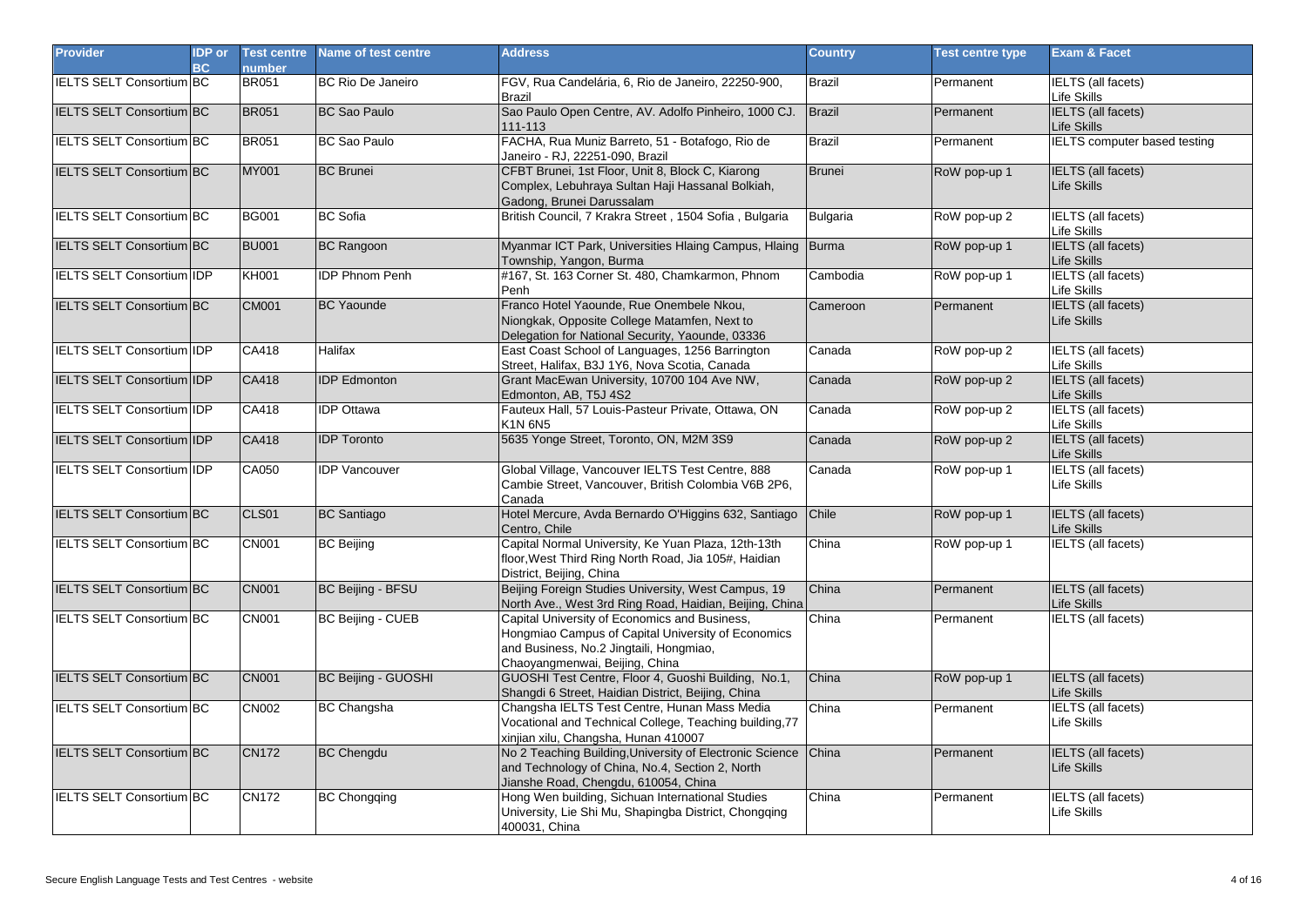| Provider | IDP or BC | Test centre number | Name of test centre | Address | Country | Test centre type | Exam & Facet |
|---|---|---|---|---|---|---|---|
| IELTS SELT Consortium | BC | BR051 | BC Rio De Janeiro | FGV, Rua Candelária, 6, Rio de Janeiro, 22250-900, Brazil | Brazil | Permanent | IELTS (all facets)<br>Life Skills |
| IELTS SELT Consortium | BC | BR051 | BC Sao Paulo | Sao Paulo Open Centre, AV. Adolfo Pinheiro, 1000 CJ. 111-113 | Brazil | Permanent | IELTS (all facets)<br>Life Skills |
| IELTS SELT Consortium | BC | BR051 | BC Sao Paulo | FACHA, Rua Muniz Barreto, 51 - Botafogo, Rio de Janeiro - RJ, 22251-090, Brazil | Brazil | Permanent | IELTS computer based testing |
| IELTS SELT Consortium | BC | MY001 | BC Brunei | CFBT Brunei, 1st Floor, Unit 8, Block C, Kiarong Complex, Lebuhraya Sultan Haji Hassanal Bolkiah, Gadong, Brunei Darussalam | Brunei | RoW pop-up 1 | IELTS (all facets)<br>Life Skills |
| IELTS SELT Consortium | BC | BG001 | BC Sofia | British Council, 7 Krakra Street , 1504 Sofia , Bulgaria | Bulgaria | RoW pop-up 2 | IELTS (all facets)<br>Life Skills |
| IELTS SELT Consortium | BC | BU001 | BC Rangoon | Myanmar ICT Park, Universities Hlaing Campus, Hlaing Township, Yangon, Burma | Burma | RoW pop-up 1 | IELTS (all facets)<br>Life Skills |
| IELTS SELT Consortium | IDP | KH001 | IDP Phnom Penh | #167, St. 163 Corner St. 480, Chamkarmon, Phnom Penh | Cambodia | RoW pop-up 1 | IELTS (all facets)<br>Life Skills |
| IELTS SELT Consortium | BC | CM001 | BC Yaounde | Franco Hotel Yaounde, Rue Onembele Nkou, Niongkak, Opposite College Matamfen, Next to Delegation for National Security, Yaounde, 03336 | Cameroon | Permanent | IELTS (all facets)<br>Life Skills |
| IELTS SELT Consortium | IDP | CA418 | Halifax | East Coast School of Languages, 1256 Barrington Street, Halifax, B3J 1Y6, Nova Scotia, Canada | Canada | RoW pop-up 2 | IELTS (all facets)<br>Life Skills |
| IELTS SELT Consortium | IDP | CA418 | IDP Edmonton | Grant MacEwan University, 10700 104 Ave NW, Edmonton, AB, T5J 4S2 | Canada | RoW pop-up 2 | IELTS (all facets)<br>Life Skills |
| IELTS SELT Consortium | IDP | CA418 | IDP Ottawa | Fauteux Hall, 57 Louis-Pasteur Private, Ottawa, ON K1N 6N5 | Canada | RoW pop-up 2 | IELTS (all facets)<br>Life Skills |
| IELTS SELT Consortium | IDP | CA418 | IDP Toronto | 5635 Yonge Street, Toronto, ON, M2M 3S9 | Canada | RoW pop-up 2 | IELTS (all facets)<br>Life Skills |
| IELTS SELT Consortium | IDP | CA050 | IDP Vancouver | Global Village, Vancouver IELTS Test Centre, 888 Cambie Street, Vancouver, British Colombia V6B 2P6, Canada | Canada | RoW pop-up 1 | IELTS (all facets)<br>Life Skills |
| IELTS SELT Consortium | BC | CLS01 | BC Santiago | Hotel Mercure, Avda Bernardo O'Higgins 632, Santiago Centro, Chile | Chile | RoW pop-up 1 | IELTS (all facets)<br>Life Skills |
| IELTS SELT Consortium | BC | CN001 | BC Beijing | Capital Normal University, Ke Yuan Plaza, 12th-13th floor,West Third Ring North Road, Jia 105#, Haidian District, Beijing, China | China | RoW pop-up 1 | IELTS (all facets) |
| IELTS SELT Consortium | BC | CN001 | BC Beijing - BFSU | Beijing Foreign Studies University, West Campus, 19 North Ave., West 3rd Ring Road, Haidian, Beijing, China | China | Permanent | IELTS (all facets)<br>Life Skills |
| IELTS SELT Consortium | BC | CN001 | BC Beijing - CUEB | Capital University of Economics and Business, Hongmiao Campus of Capital University of Economics and Business, No.2 Jingtaili, Hongmiao, Chaoyangmenwai, Beijing, China | China | Permanent | IELTS (all facets) |
| IELTS SELT Consortium | BC | CN001 | BC Beijing - GUOSHI | GUOSHI Test Centre, Floor 4, Guoshi Building, No.1, Shangdi 6 Street, Haidian District, Beijing, China | China | RoW pop-up 1 | IELTS (all facets)<br>Life Skills |
| IELTS SELT Consortium | BC | CN002 | BC Changsha | Changsha IELTS Test Centre, Hunan Mass Media Vocational and Technical College, Teaching building,77 xinjian xilu, Changsha, Hunan 410007 | China | Permanent | IELTS (all facets)<br>Life Skills |
| IELTS SELT Consortium | BC | CN172 | BC Chengdu | No 2 Teaching Building,University of Electronic Science and Technology of China, No.4, Section 2, North Jianshe Road, Chengdu, 610054, China | China | Permanent | IELTS (all facets)<br>Life Skills |
| IELTS SELT Consortium | BC | CN172 | BC Chongqing | Hong Wen building, Sichuan International Studies University, Lie Shi Mu, Shapingba District, Chongqing 400031, China | China | Permanent | IELTS (all facets)<br>Life Skills |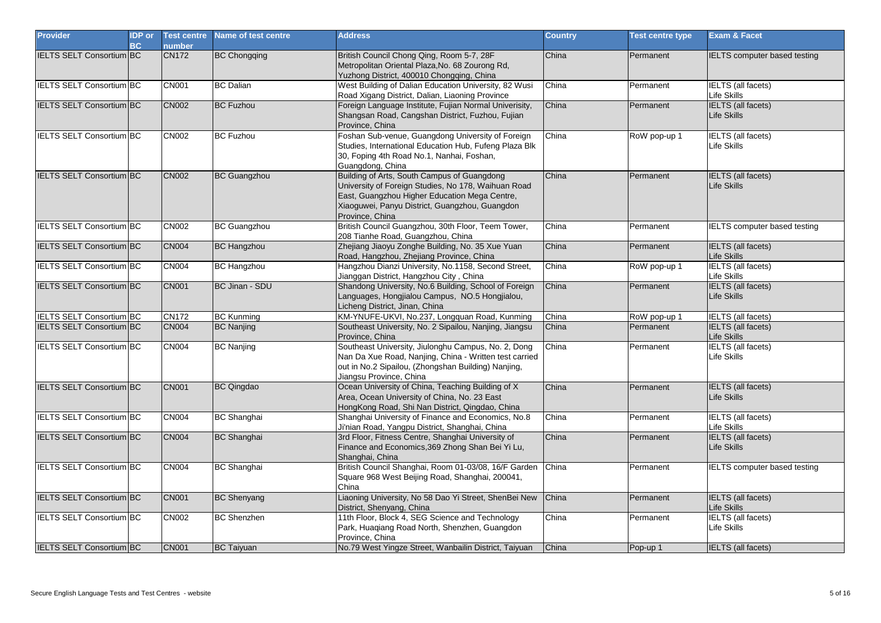| Provider | IDP or BC | Test centre number | Name of test centre | Address | Country | Test centre type | Exam & Facet |
|---|---|---|---|---|---|---|---|
| IELTS SELT Consortium | BC | CN172 | BC Chongqing | British Council Chong Qing, Room 5-7, 28F Metropolitan Oriental Plaza,No. 68 Zourong Rd, Yuzhong District, 400010 Chongqing, China | China | Permanent | IELTS computer based testing |
| IELTS SELT Consortium | BC | CN001 | BC Dalian | West Building of Dalian Education University, 82 Wusi Road Xigang District, Dalian, Liaoning Province | China | Permanent | IELTS (all facets)<br>Life Skills |
| IELTS SELT Consortium | BC | CN002 | BC Fuzhou | Foreign Language Institute, Fujian Normal Univerisity, Shangsan Road, Cangshan District, Fuzhou, Fujian Province, China | China | Permanent | IELTS (all facets)<br>Life Skills |
| IELTS SELT Consortium | BC | CN002 | BC Fuzhou | Foshan Sub-venue, Guangdong University of Foreign Studies, International Education Hub, Fufeng Plaza Blk 30, Foping 4th Road No.1, Nanhai, Foshan, Guangdong, China | China | RoW pop-up 1 | IELTS (all facets)<br>Life Skills |
| IELTS SELT Consortium | BC | CN002 | BC Guangzhou | Building of Arts, South Campus of Guangdong University of Foreign Studies, No 178, Waihuan Road East, Guangzhou Higher Education Mega Centre, Xiaoguwei, Panyu District, Guangzhou, Guangdon Province, China | China | Permanent | IELTS (all facets)<br>Life Skills |
| IELTS SELT Consortium | BC | CN002 | BC Guangzhou | British Council Guangzhou, 30th Floor, Teem Tower, 208 Tianhe Road, Guangzhou, China | China | Permanent | IELTS computer based testing |
| IELTS SELT Consortium | BC | CN004 | BC Hangzhou | Zhejiang Jiaoyu Zonghe Building, No. 35 Xue Yuan Road, Hangzhou, Zhejiang Province, China | China | Permanent | IELTS (all facets)<br>Life Skills |
| IELTS SELT Consortium | BC | CN004 | BC Hangzhou | Hangzhou Dianzi University, No.1158, Second Street, Jianggan District, Hangzhou City , China | China | RoW pop-up 1 | IELTS (all facets)<br>Life Skills |
| IELTS SELT Consortium | BC | CN001 | BC Jinan - SDU | Shandong University, No.6 Building, School of Foreign Languages, Hongjialou Campus, NO.5 Hongjialou, Licheng District, Jinan, China | China | Permanent | IELTS (all facets)<br>Life Skills |
| IELTS SELT Consortium | BC | CN172 | BC Kunming | KM-YNUFE-UKVI, No.237, Longquan Road, Kunming | China | RoW pop-up 1 | IELTS (all facets) |
| IELTS SELT Consortium | BC | CN004 | BC Nanjing | Southeast University, No. 2 Sipailou, Nanjing, Jiangsu Province, China | China | Permanent | IELTS (all facets)<br>Life Skills |
| IELTS SELT Consortium | BC | CN004 | BC Nanjing | Southeast University, Jiulonghu Campus, No. 2, Dong Nan Da Xue Road, Nanjing, China - Written test carried out in No.2 Sipailou, (Zhongshan Building) Nanjing, Jiangsu Province, China | China | Permanent | IELTS (all facets)<br>Life Skills |
| IELTS SELT Consortium | BC | CN001 | BC Qingdao | Ocean University of China, Teaching Building of X Area, Ocean University of China, No. 23 East HongKong Road, Shi Nan District, Qingdao, China | China | Permanent | IELTS (all facets)<br>Life Skills |
| IELTS SELT Consortium | BC | CN004 | BC Shanghai | Shanghai University of Finance and Economics, No.8 Ji'nian Road, Yangpu District, Shanghai, China | China | Permanent | IELTS (all facets)<br>Life Skills |
| IELTS SELT Consortium | BC | CN004 | BC Shanghai | 3rd Floor, Fitness Centre, Shanghai University of Finance and Economics,369 Zhong Shan Bei Yi Lu, Shanghai, China | China | Permanent | IELTS (all facets)<br>Life Skills |
| IELTS SELT Consortium | BC | CN004 | BC Shanghai | British Council Shanghai, Room 01-03/08, 16/F Garden Square 968 West Beijing Road, Shanghai, 200041, China | China | Permanent | IELTS computer based testing |
| IELTS SELT Consortium | BC | CN001 | BC Shenyang | Liaoning University, No 58 Dao Yi Street, ShenBei New District, Shenyang, China | China | Permanent | IELTS (all facets)<br>Life Skills |
| IELTS SELT Consortium | BC | CN002 | BC Shenzhen | 11th Floor, Block 4, SEG Science and Technology Park, Huaqiang Road North, Shenzhen, Guangdon Province, China | China | Permanent | IELTS (all facets)<br>Life Skills |
| IELTS SELT Consortium | BC | CN001 | BC Taiyuan | No.79 West Yingze Street, Wanbailin District, Taiyuan | China | Pop-up 1 | IELTS (all facets) |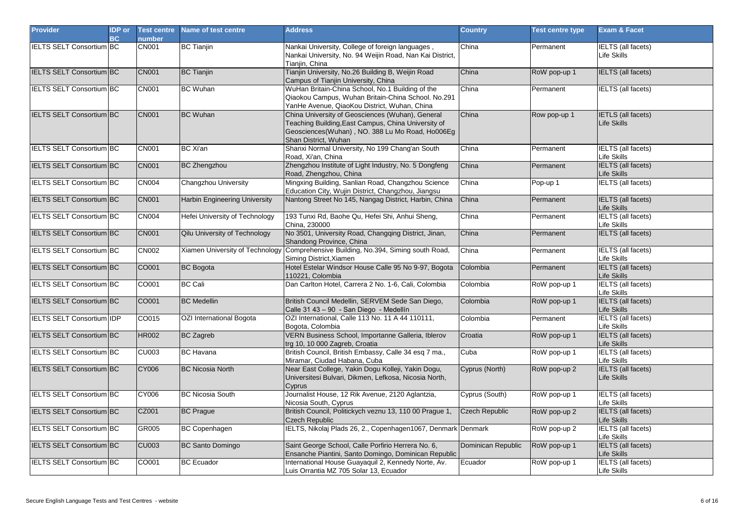| Provider | IDP or BC | Test centre number | Name of test centre | Address | Country | Test centre type | Exam & Facet |
|---|---|---|---|---|---|---|---|
| IELTS SELT Consortium | BC | CN001 | BC Tianjin | Nankai University, College of foreign languages , Nankai University, No. 94 Weijin Road, Nan Kai District, Tianjin, China | China | Permanent | IELTS (all facets) Life Skills |
| IELTS SELT Consortium | BC | CN001 | BC Tianjin | Tianjin University, No.26 Building B, Weijin Road Campus of Tianjin University, China | China | RoW pop-up 1 | IELTS (all facets) |
| IELTS SELT Consortium | BC | CN001 | BC Wuhan | WuHan Britain-China School, No.1 Building of the Qiaokou Campus, Wuhan Britain-China School. No.291 YanHe Avenue, QiaoKou District, Wuhan, China | China | Permanent | IELTS (all facets) |
| IELTS SELT Consortium | BC | CN001 | BC Wuhan | China University of Geosciences (Wuhan), General Teaching Building,East Campus, China University of Geosciences(Wuhan) , NO. 388 Lu Mo Road, Ho006Eg Shan District, Wuhan | China | Row pop-up 1 | IETLS (all facets) Life Skills |
| IELTS SELT Consortium | BC | CN001 | BC Xi'an | Shanxi Normal University, No 199 Chang'an South Road, Xi'an, China | China | Permanent | IELTS (all facets) Life Skills |
| IELTS SELT Consortium | BC | CN001 | BC Zhengzhou | Zhengzhou Institute of Light Industry, No. 5 Dongfeng Road, Zhengzhou, China | China | Permanent | IELTS (all facets) Life Skills |
| IELTS SELT Consortium | BC | CN004 | Changzhou University | Mingxing Building, Sanlian Road, Changzhou Science Education City, Wujin District, Changzhou, Jiangsu | China | Pop-up 1 | IELTS (all facets) |
| IELTS SELT Consortium | BC | CN001 | Harbin Engineering University | Nantong Street No 145, Nangag District, Harbin, China | China | Permanent | IELTS (all facets) Life Skills |
| IELTS SELT Consortium | BC | CN004 | Hefei University of Technology | 193 Tunxi Rd, Baohe Qu, Hefei Shi, Anhui Sheng, China, 230000 | China | Permanent | IELTS (all facets) Life Skills |
| IELTS SELT Consortium | BC | CN001 | Qilu University of Technology | No 3501, University Road, Changqing District, Jinan, Shandong Province, China | China | Permanent | IELTS (all facets) |
| IELTS SELT Consortium | BC | CN002 | Xiamen University of Technology | Comprehensive Building, No.394, Siming south Road, Siming District,Xiamen | China | Permanent | IELTS (all facets) Life Skills |
| IELTS SELT Consortium | BC | CO001 | BC Bogota | Hotel Estelar Windsor House Calle 95 No 9-97, Bogota 110221, Colombia | Colombia | Permanent | IELTS (all facets) Life Skills |
| IELTS SELT Consortium | BC | CO001 | BC Cali | Dan Carlton Hotel, Carrera 2 No. 1-6, Cali, Colombia | Colombia | RoW pop-up 1 | IELTS (all facets) Life Skills |
| IELTS SELT Consortium | BC | CO001 | BC Medellin | British Council Medellin, SERVEM Sede San Diego, Calle 31 43 – 90 - San Diego - Medellín | Colombia | RoW pop-up 1 | IELTS (all facets) Life Skills |
| IELTS SELT Consortium | IDP | CO015 | OZI International Bogota | OZI International, Calle 113 No. 11 A 44 110111, Bogota, Colombia | Colombia | Permanent | IELTS (all facets) Life Skills |
| IELTS SELT Consortium | BC | HR002 | BC Zagreb | VERN Business School, Importanne Galleria, Iblerov trg 10, 10 000 Zagreb, Croatia | Croatia | RoW pop-up 1 | IELTS (all facets) Life Skills |
| IELTS SELT Consortium | BC | CU003 | BC Havana | British Council, British Embassy, Calle 34 esq 7 ma., Miramar, Ciudad Habana, Cuba | Cuba | RoW pop-up 1 | IELTS (all facets) Life Skills |
| IELTS SELT Consortium | BC | CY006 | BC Nicosia North | Near East College, Yakin Dogu Kolleji, Yakin Dogu, Universitesi Bulvari, Dikmen, Lefkosa, Nicosia North, Cyprus | Cyprus (North) | RoW pop-up 2 | IELTS (all facets) Life Skills |
| IELTS SELT Consortium | BC | CY006 | BC Nicosia South | Journalist House, 12 Rik Avenue, 2120 Aglantzia, Nicosia South, Cyprus | Cyprus (South) | RoW pop-up 1 | IELTS (all facets) Life Skills |
| IELTS SELT Consortium | BC | CZ001 | BC Prague | British Council, Politickych veznu 13, 110 00 Prague 1, Czech Republic | Czech Republic | RoW pop-up 2 | IELTS (all facets) Life Skills |
| IELTS SELT Consortium | BC | GR005 | BC Copenhagen | IELTS, Nikolaj Plads 26, 2., Copenhagen1067, Denmark | Denmark | RoW pop-up 2 | IELTS (all facets) Life Skills |
| IELTS SELT Consortium | BC | CU003 | BC Santo Domingo | Saint George School, Calle Porfirio Herrera No. 6, Ensanche Piantini, Santo Domingo, Dominican Republic | Dominican Republic | RoW pop-up 1 | IELTS (all facets) Life Skills |
| IELTS SELT Consortium | BC | CO001 | BC Ecuador | International House Guayaquil 2, Kennedy Norte, Av. Luis Orrantia MZ 705 Solar 13, Ecuador | Ecuador | RoW pop-up 1 | IELTS (all facets) Life Skills |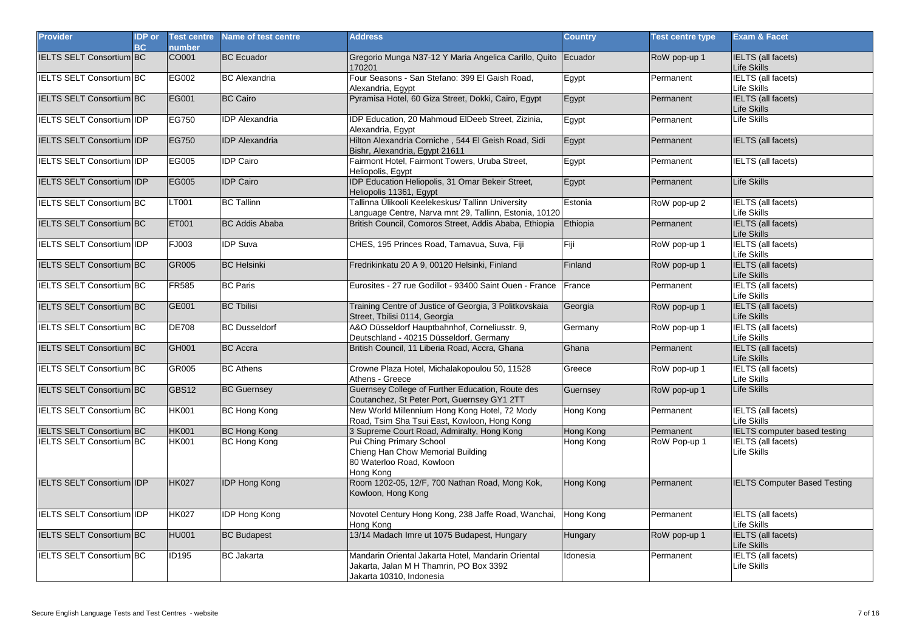| Provider | IDP or BC | Test centre number | Name of test centre | Address | Country | Test centre type | Exam & Facet |
|---|---|---|---|---|---|---|---|
| IELTS SELT Consortium | BC | CO001 | BC Ecuador | Gregorio Munga N37-12 Y Maria Angelica Carillo, Quito 170201 | Ecuador | RoW pop-up 1 | IELTS (all facets)<br>Life Skills |
| IELTS SELT Consortium | BC | EG002 | BC Alexandria | Four Seasons - San Stefano: 399 El Gaish Road, Alexandria, Egypt | Egypt | Permanent | IELTS (all facets)<br>Life Skills |
| IELTS SELT Consortium | BC | EG001 | BC Cairo | Pyramisa Hotel, 60 Giza Street, Dokki, Cairo, Egypt | Egypt | Permanent | IELTS (all facets)<br>Life Skills |
| IELTS SELT Consortium | IDP | EG750 | IDP Alexandria | IDP Education, 20 Mahmoud ElDeeb Street, Zizinia, Alexandria, Egypt | Egypt | Permanent | Life Skills |
| IELTS SELT Consortium | IDP | EG750 | IDP Alexandria | Hilton Alexandria Corniche , 544 El Geish Road, Sidi Bishr, Alexandria, Egypt 21611 | Egypt | Permanent | IELTS (all facets) |
| IELTS SELT Consortium | IDP | EG005 | IDP Cairo | Fairmont Hotel, Fairmont Towers, Uruba Street, Heliopolis, Egypt | Egypt | Permanent | IELTS (all facets) |
| IELTS SELT Consortium | IDP | EG005 | IDP Cairo | IDP Education Heliopolis, 31 Omar Bekeir Street, Heliopolis 11361, Egypt | Egypt | Permanent | Life Skills |
| IELTS SELT Consortium | BC | LT001 | BC Tallinn | Tallinna Ülikooli Keelekeskus/ Tallinn University Language Centre, Narva mnt 29, Tallinn, Estonia, 10120 | Estonia | RoW pop-up 2 | IELTS (all facets)<br>Life Skills |
| IELTS SELT Consortium | BC | ET001 | BC Addis Ababa | British Council, Comoros Street, Addis Ababa, Ethiopia | Ethiopia | Permanent | IELTS (all facets)<br>Life Skills |
| IELTS SELT Consortium | IDP | FJ003 | IDP Suva | CHES, 195 Princes Road, Tamavua, Suva, Fiji | Fiji | RoW pop-up 1 | IELTS (all facets)<br>Life Skills |
| IELTS SELT Consortium | BC | GR005 | BC Helsinki | Fredrikinkatu 20 A 9, 00120 Helsinki, Finland | Finland | RoW pop-up 1 | IELTS (all facets)<br>Life Skills |
| IELTS SELT Consortium | BC | FR585 | BC Paris | Eurosites - 27 rue Godillot - 93400 Saint Ouen - France | France | Permanent | IELTS (all facets)<br>Life Skills |
| IELTS SELT Consortium | BC | GE001 | BC Tbilisi | Training Centre of Justice of Georgia, 3 Politkovskaia Street, Tbilisi 0114, Georgia | Georgia | RoW pop-up 1 | IELTS (all facets)<br>Life Skills |
| IELTS SELT Consortium | BC | DE708 | BC Dusseldorf | A&O Düsseldorf Hauptbahnhof, Corneliusstr. 9, Deutschland - 40215 Düsseldorf, Germany | Germany | RoW pop-up 1 | IELTS (all facets)<br>Life Skills |
| IELTS SELT Consortium | BC | GH001 | BC Accra | British Council, 11 Liberia Road, Accra, Ghana | Ghana | Permanent | IELTS (all facets)<br>Life Skills |
| IELTS SELT Consortium | BC | GR005 | BC Athens | Crowne Plaza Hotel, Michalakopoulou 50, 11528 Athens - Greece | Greece | RoW pop-up 1 | IELTS (all facets)<br>Life Skills |
| IELTS SELT Consortium | BC | GBS12 | BC Guernsey | Guernsey College of Further Education, Route des Coutanchez, St Peter Port, Guernsey GY1 2TT | Guernsey | RoW pop-up 1 | Life Skills |
| IELTS SELT Consortium | BC | HK001 | BC Hong Kong | New World Millennium Hong Kong Hotel, 72 Mody Road, Tsim Sha Tsui East, Kowloon, Hong Kong | Hong Kong | Permanent | IELTS (all facets)<br>Life Skills |
| IELTS SELT Consortium | BC | HK001 | BC Hong Kong | 3 Supreme Court Road, Admiralty, Hong Kong | Hong Kong | Permanent | IELTS computer based testing |
| IELTS SELT Consortium | BC | HK001 | BC Hong Kong | Pui Ching Primary School<br>Chieng Han Chow Memorial Building<br>80 Waterloo Road, Kowloon<br>Hong Kong | Hong Kong | RoW Pop-up 1 | IELTS (all facets)<br>Life Skills |
| IELTS SELT Consortium | IDP | HK027 | IDP Hong Kong | Room 1202-05, 12/F, 700 Nathan Road, Mong Kok, Kowloon, Hong Kong | Hong Kong | Permanent | IELTS Computer Based Testing |
| IELTS SELT Consortium | IDP | HK027 | IDP Hong Kong | Novotel Century Hong Kong, 238 Jaffe Road, Wanchai, Hong Kong | Hong Kong | Permanent | IELTS (all facets)<br>Life Skills |
| IELTS SELT Consortium | BC | HU001 | BC Budapest | 13/14 Madach Imre ut 1075 Budapest, Hungary | Hungary | RoW pop-up 1 | IELTS (all facets)<br>Life Skills |
| IELTS SELT Consortium | BC | ID195 | BC Jakarta | Mandarin Oriental Jakarta Hotel, Mandarin Oriental Jakarta, Jalan M H Thamrin, PO Box 3392<br>Jakarta 10310, Indonesia | Idonesia | Permanent | IELTS (all facets)<br>Life Skills |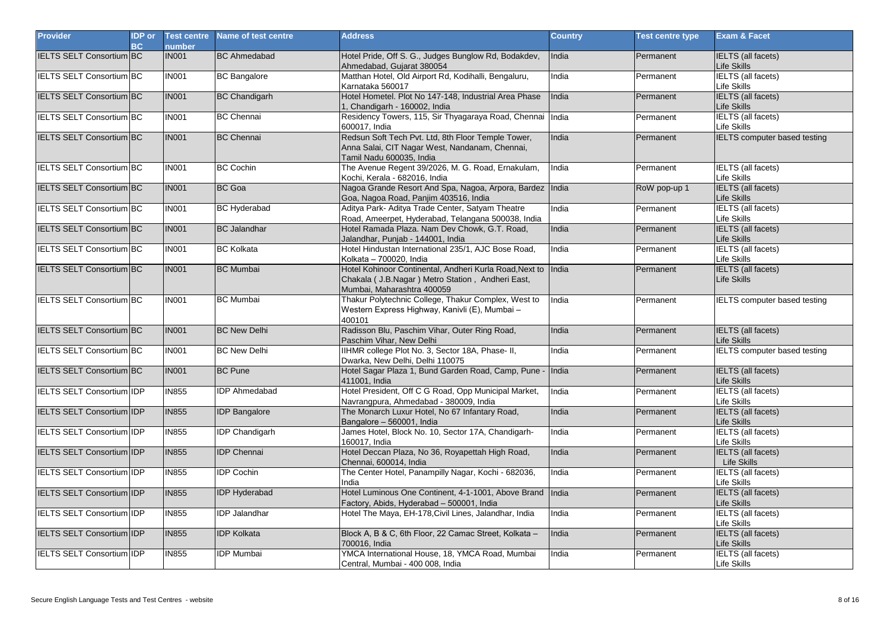| Provider | IDP or BC | Test centre number | Name of test centre | Address | Country | Test centre type | Exam & Facet |
|---|---|---|---|---|---|---|---|
| IELTS SELT Consortium | BC | IN001 | BC Ahmedabad | Hotel Pride, Off S. G., Judges Bunglow Rd, Bodakdev, Ahmedabad, Gujarat 380054 | India | Permanent | IELTS (all facets) Life Skills |
| IELTS SELT Consortium | BC | IN001 | BC Bangalore | Matthan Hotel, Old Airport Rd, Kodihalli, Bengaluru, Karnataka 560017 | India | Permanent | IELTS (all facets) Life Skills |
| IELTS SELT Consortium | BC | IN001 | BC Chandigarh | Hotel Hometel. Plot No 147-148, Industrial Area Phase 1, Chandigarh - 160002, India | India | Permanent | IELTS (all facets) Life Skills |
| IELTS SELT Consortium | BC | IN001 | BC Chennai | Residency Towers, 115, Sir Thyagaraya Road, Chennai 600017, India | India | Permanent | IELTS (all facets) Life Skills |
| IELTS SELT Consortium | BC | IN001 | BC Chennai | Redsun Soft Tech Pvt. Ltd, 8th Floor Temple Tower, Anna Salai, CIT Nagar West, Nandanam, Chennai, Tamil Nadu 600035, India | India | Permanent | IELTS computer based testing |
| IELTS SELT Consortium | BC | IN001 | BC Cochin | The Avenue Regent 39/2026, M. G. Road, Ernakulam, Kochi, Kerala - 682016, India | India | Permanent | IELTS (all facets) Life Skills |
| IELTS SELT Consortium | BC | IN001 | BC Goa | Nagoa Grande Resort And Spa, Nagoa, Arpora, Bardez Goa, Nagoa Road, Panjim 403516, India | India | RoW pop-up 1 | IELTS (all facets) Life Skills |
| IELTS SELT Consortium | BC | IN001 | BC Hyderabad | Aditya Park- Aditya Trade Center, Satyam Theatre Road, Ameerpet, Hyderabad, Telangana 500038, India | India | Permanent | IELTS (all facets) Life Skills |
| IELTS SELT Consortium | BC | IN001 | BC Jalandhar | Hotel Ramada Plaza. Nam Dev Chowk, G.T. Road, Jalandhar, Punjab - 144001, India | India | Permanent | IELTS (all facets) Life Skills |
| IELTS SELT Consortium | BC | IN001 | BC Kolkata | Hotel Hindustan International 235/1, AJC Bose Road, Kolkata – 700020, India | India | Permanent | IELTS (all facets) Life Skills |
| IELTS SELT Consortium | BC | IN001 | BC Mumbai | Hotel Kohinoor Continental, Andheri Kurla Road,Next to Chakala ( J.B.Nagar ) Metro Station , Andheri East, Mumbai, Maharashtra 400059 | India | Permanent | IELTS (all facets) Life Skills |
| IELTS SELT Consortium | BC | IN001 | BC Mumbai | Thakur Polytechnic College, Thakur Complex, West to Western Express Highway, Kanivli (E), Mumbai – 400101 | India | Permanent | IELTS computer based testing |
| IELTS SELT Consortium | BC | IN001 | BC New Delhi | Radisson Blu, Paschim Vihar, Outer Ring Road, Paschim Vihar, New Delhi | India | Permanent | IELTS (all facets) Life Skills |
| IELTS SELT Consortium | BC | IN001 | BC New Delhi | IIHMR college Plot No. 3, Sector 18A, Phase- II, Dwarka, New Delhi, Delhi 110075 | India | Permanent | IELTS computer based testing |
| IELTS SELT Consortium | BC | IN001 | BC Pune | Hotel Sagar Plaza 1, Bund Garden Road, Camp, Pune - 411001, India | India | Permanent | IELTS (all facets) Life Skills |
| IELTS SELT Consortium | IDP | IN855 | IDP Ahmedabad | Hotel President, Off C G Road, Opp Municipal Market, Navrangpura, Ahmedabad - 380009, India | India | Permanent | IELTS (all facets) Life Skills |
| IELTS SELT Consortium | IDP | IN855 | IDP Bangalore | The Monarch Luxur Hotel, No 67 Infantary Road, Bangalore – 560001, India | India | Permanent | IELTS (all facets) Life Skills |
| IELTS SELT Consortium | IDP | IN855 | IDP Chandigarh | James Hotel, Block No. 10, Sector 17A, Chandigarh-160017, India | India | Permanent | IELTS (all facets) Life Skills |
| IELTS SELT Consortium | IDP | IN855 | IDP Chennai | Hotel Deccan Plaza, No 36, Royapettah High Road, Chennai, 600014, India | India | Permanent | IELTS (all facets) Life Skills |
| IELTS SELT Consortium | IDP | IN855 | IDP Cochin | The Center Hotel, Panampilly Nagar, Kochi - 682036, India | India | Permanent | IELTS (all facets) Life Skills |
| IELTS SELT Consortium | IDP | IN855 | IDP Hyderabad | Hotel Luminous One Continent, 4-1-1001, Above Brand Factory, Abids, Hyderabad – 500001, India | India | Permanent | IELTS (all facets) Life Skills |
| IELTS SELT Consortium | IDP | IN855 | IDP Jalandhar | Hotel The Maya, EH-178,Civil Lines, Jalandhar, India | India | Permanent | IELTS (all facets) Life Skills |
| IELTS SELT Consortium | IDP | IN855 | IDP Kolkata | Block A, B & C, 6th Floor, 22 Camac Street, Kolkata – 700016, India | India | Permanent | IELTS (all facets) Life Skills |
| IELTS SELT Consortium | IDP | IN855 | IDP Mumbai | YMCA International House, 18, YMCA Road, Mumbai Central, Mumbai - 400 008, India | India | Permanent | IELTS (all facets) Life Skills |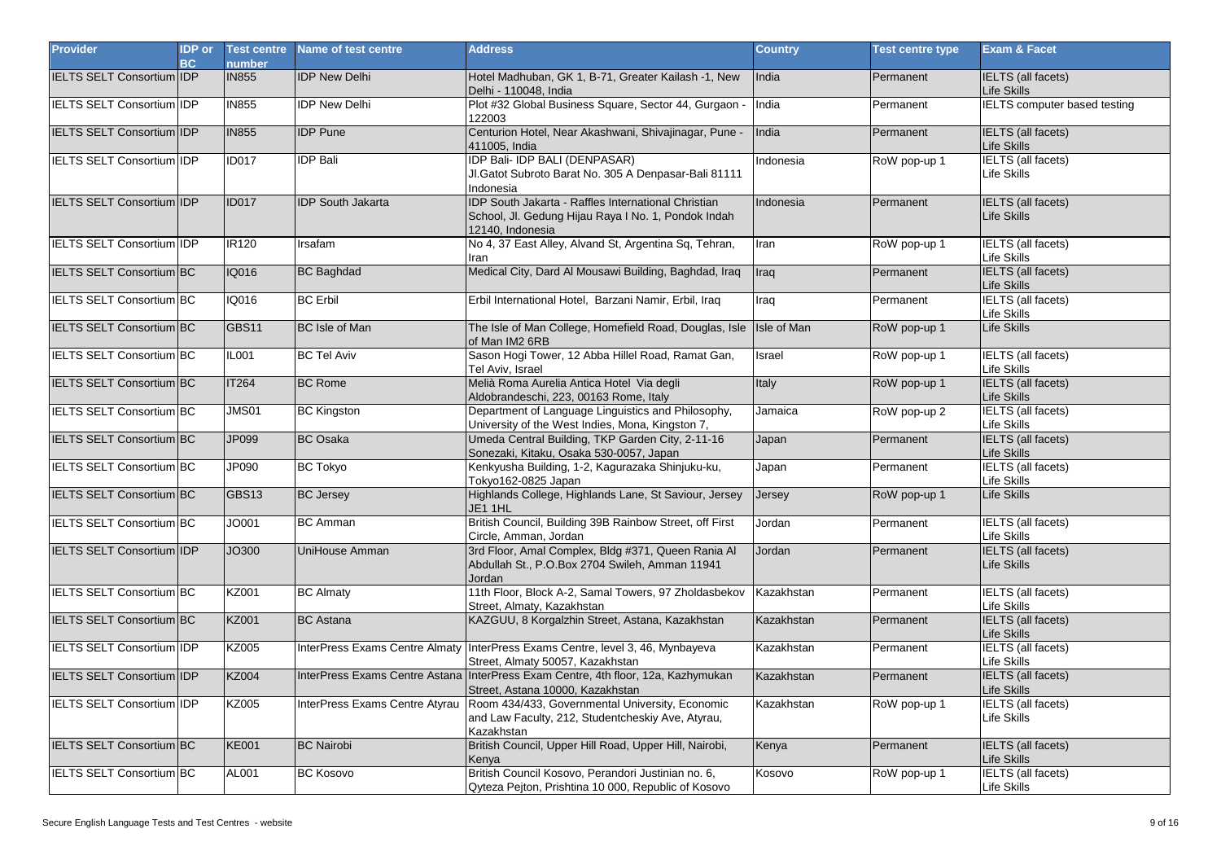| Provider | IDP or BC | Test centre number | Name of test centre | Address | Country | Test centre type | Exam & Facet |
|---|---|---|---|---|---|---|---|
| IELTS SELT Consortium | IDP | IN855 | IDP New Delhi | Hotel Madhuban, GK 1, B-71, Greater Kailash -1, New Delhi - 110048, India | India | Permanent | IELTS (all facets) Life Skills |
| IELTS SELT Consortium | IDP | IN855 | IDP New Delhi | Plot #32 Global Business Square, Sector 44, Gurgaon - 122003 | India | Permanent | IELTS computer based testing |
| IELTS SELT Consortium | IDP | IN855 | IDP Pune | Centurion Hotel, Near Akashwani, Shivajinagar, Pune - 411005, India | India | Permanent | IELTS (all facets) Life Skills |
| IELTS SELT Consortium | IDP | ID017 | IDP Bali | IDP Bali- IDP BALI (DENPASAR) Jl.Gatot Subroto Barat No. 305 A Denpasar-Bali 81111 Indonesia | Indonesia | RoW pop-up 1 | IELTS (all facets) Life Skills |
| IELTS SELT Consortium | IDP | ID017 | IDP South Jakarta | IDP South Jakarta - Raffles International Christian School, Jl. Gedung Hijau Raya I No. 1, Pondok Indah 12140, Indonesia | Indonesia | Permanent | IELTS (all facets) Life Skills |
| IELTS SELT Consortium | IDP | IR120 | Irsafam | No 4, 37 East Alley, Alvand St, Argentina Sq, Tehran, Iran | Iran | RoW pop-up 1 | IELTS (all facets) Life Skills |
| IELTS SELT Consortium | BC | IQ016 | BC Baghdad | Medical City, Dard Al Mousawi Building, Baghdad, Iraq | Iraq | Permanent | IELTS (all facets) Life Skills |
| IELTS SELT Consortium | BC | IQ016 | BC Erbil | Erbil International Hotel, Barzani Namir, Erbil, Iraq | Iraq | Permanent | IELTS (all facets) Life Skills |
| IELTS SELT Consortium | BC | GBS11 | BC Isle of Man | The Isle of Man College, Homefield Road, Douglas, Isle of Man IM2 6RB | Isle of Man | RoW pop-up 1 | Life Skills |
| IELTS SELT Consortium | BC | IL001 | BC Tel Aviv | Sason Hogi Tower, 12 Abba Hillel Road, Ramat Gan, Tel Aviv, Israel | Israel | RoW pop-up 1 | IELTS (all facets) Life Skills |
| IELTS SELT Consortium | BC | IT264 | BC Rome | Melià Roma Aurelia Antica Hotel Via degli Aldobrandeschi, 223, 00163 Rome, Italy | Italy | RoW pop-up 1 | IELTS (all facets) Life Skills |
| IELTS SELT Consortium | BC | JMS01 | BC Kingston | Department of Language Linguistics and Philosophy, University of the West Indies, Mona, Kingston 7, | Jamaica | RoW pop-up 2 | IELTS (all facets) Life Skills |
| IELTS SELT Consortium | BC | JP099 | BC Osaka | Umeda Central Building, TKP Garden City, 2-11-16 Sonezaki, Kitaku, Osaka 530-0057, Japan | Japan | Permanent | IELTS (all facets) Life Skills |
| IELTS SELT Consortium | BC | JP090 | BC Tokyo | Kenkyusha Building, 1-2, Kagurazaka Shinjuku-ku, Tokyo162-0825 Japan | Japan | Permanent | IELTS (all facets) Life Skills |
| IELTS SELT Consortium | BC | GBS13 | BC Jersey | Highlands College, Highlands Lane, St Saviour, Jersey JE1 1HL | Jersey | RoW pop-up 1 | Life Skills |
| IELTS SELT Consortium | BC | JO001 | BC Amman | British Council, Building 39B Rainbow Street, off First Circle, Amman, Jordan | Jordan | Permanent | IELTS (all facets) Life Skills |
| IELTS SELT Consortium | IDP | JO300 | UniHouse Amman | 3rd Floor, Amal Complex, Bldg #371, Queen Rania Al Abdullah St., P.O.Box 2704 Swileh, Amman 11941 Jordan | Jordan | Permanent | IELTS (all facets) Life Skills |
| IELTS SELT Consortium | BC | KZ001 | BC Almaty | 11th Floor, Block A-2, Samal Towers, 97 Zholdasbekov Street, Almaty, Kazakhstan | Kazakhstan | Permanent | IELTS (all facets) Life Skills |
| IELTS SELT Consortium | BC | KZ001 | BC Astana | KAZGUU, 8 Korgalzhin Street, Astana, Kazakhstan | Kazakhstan | Permanent | IELTS (all facets) Life Skills |
| IELTS SELT Consortium | IDP | KZ005 | InterPress Exams Centre Almaty | InterPress Exams Centre, level 3, 46, Mynbayeva Street, Almaty 50057, Kazakhstan | Kazakhstan | Permanent | IELTS (all facets) Life Skills |
| IELTS SELT Consortium | IDP | KZ004 | InterPress Exams Centre Astana | InterPress Exam Centre, 4th floor, 12a, Kazhymukan Street, Astana 10000, Kazakhstan | Kazakhstan | Permanent | IELTS (all facets) Life Skills |
| IELTS SELT Consortium | IDP | KZ005 | InterPress Exams Centre Atyrau | Room 434/433, Governmental University, Economic and Law Faculty, 212, Studentcheskiy Ave, Atyrau, Kazakhstan | Kazakhstan | RoW pop-up 1 | IELTS (all facets) Life Skills |
| IELTS SELT Consortium | BC | KE001 | BC Nairobi | British Council, Upper Hill Road, Upper Hill, Nairobi, Kenya | Kenya | Permanent | IELTS (all facets) Life Skills |
| IELTS SELT Consortium | BC | AL001 | BC Kosovo | British Council Kosovo, Perandori Justinian no. 6, Qyteza Pejton, Prishtina 10 000, Republic of Kosovo | Kosovo | RoW pop-up 1 | IELTS (all facets) Life Skills |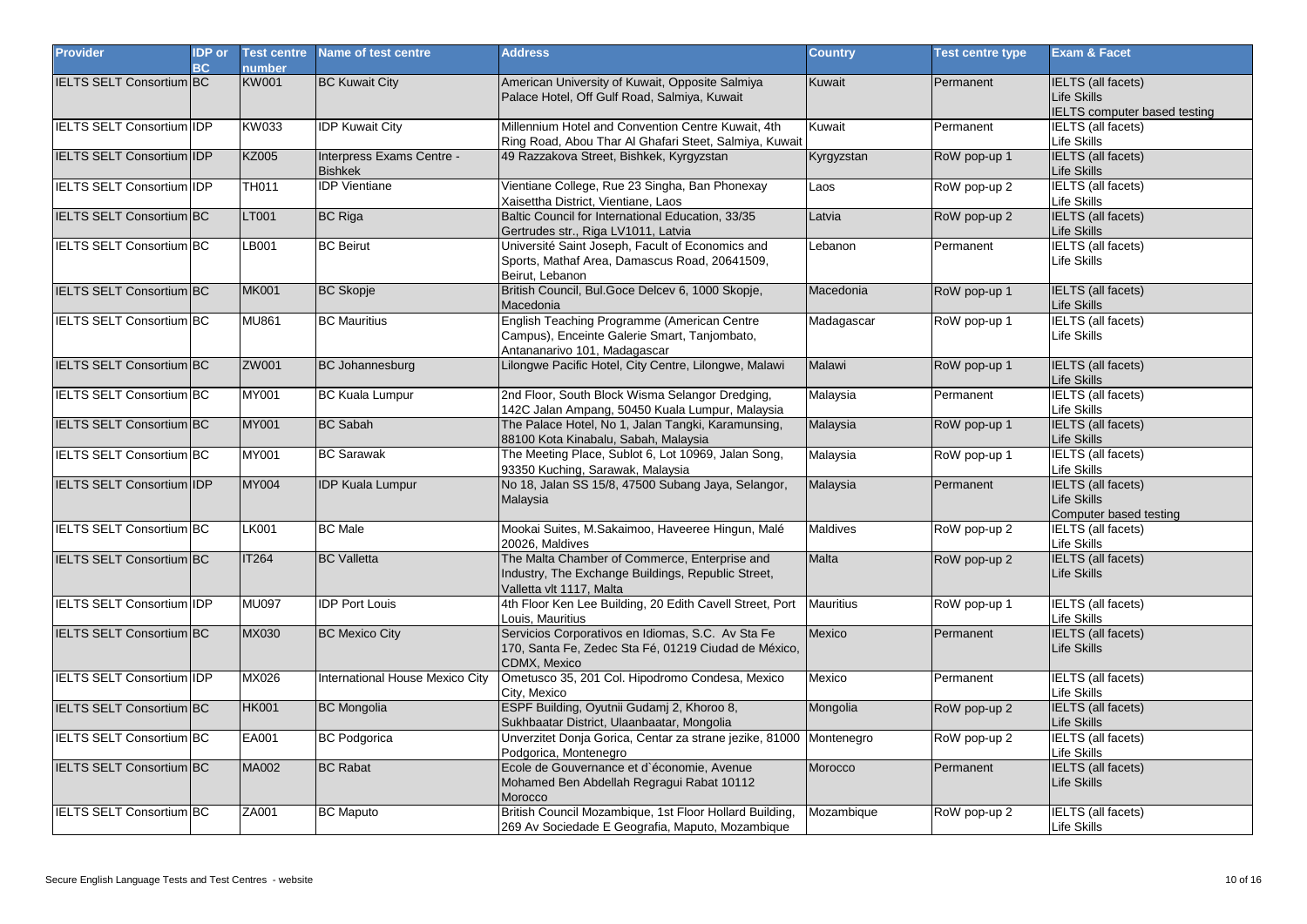| Provider | IDP or BC | Test centre number | Name of test centre | Address | Country | Test centre type | Exam & Facet |
|---|---|---|---|---|---|---|---|
| IELTS SELT Consortium | BC | KW001 | BC Kuwait City | American University of Kuwait, Opposite Salmiya Palace Hotel, Off Gulf Road, Salmiya, Kuwait | Kuwait | Permanent | IELTS (all facets)<br>Life Skills<br>IELTS computer based testing |
| IELTS SELT Consortium | IDP | KW033 | IDP Kuwait City | Millennium Hotel and Convention Centre Kuwait, 4th Ring Road, Abou Thar Al Ghafari Steet, Salmiya, Kuwait | Kuwait | Permanent | IELTS (all facets)<br>Life Skills |
| IELTS SELT Consortium | IDP | KZ005 | Interpress Exams Centre - Bishkek | 49 Razzakova Street, Bishkek, Kyrgyzstan | Kyrgyzstan | RoW pop-up 1 | IELTS (all facets)<br>Life Skills |
| IELTS SELT Consortium | IDP | TH011 | IDP Vientiane | Vientiane College, Rue 23 Singha, Ban Phonexay Xaisettha District, Vientiane, Laos | Laos | RoW pop-up 2 | IELTS (all facets)<br>Life Skills |
| IELTS SELT Consortium | BC | LT001 | BC Riga | Baltic Council for International Education, 33/35 Gertrudes str., Riga LV1011, Latvia | Latvia | RoW pop-up 2 | IELTS (all facets)<br>Life Skills |
| IELTS SELT Consortium | BC | LB001 | BC Beirut | Université Saint Joseph, Facult of Economics and Sports, Mathaf Area, Damascus Road, 20641509, Beirut, Lebanon | Lebanon | Permanent | IELTS (all facets)<br>Life Skills |
| IELTS SELT Consortium | BC | MK001 | BC Skopje | British Council, Bul.Goce Delcev 6, 1000 Skopje, Macedonia | Macedonia | RoW pop-up 1 | IELTS (all facets)<br>Life Skills |
| IELTS SELT Consortium | BC | MU861 | BC Mauritius | English Teaching Programme (American Centre Campus), Enceinte Galerie Smart, Tanjombato, Antananarivo 101, Madagascar | Madagascar | RoW pop-up 1 | IELTS (all facets)<br>Life Skills |
| IELTS SELT Consortium | BC | ZW001 | BC Johannesburg | Lilongwe Pacific Hotel, City Centre, Lilongwe, Malawi | Malawi | RoW pop-up 1 | IELTS (all facets)<br>Life Skills |
| IELTS SELT Consortium | BC | MY001 | BC Kuala Lumpur | 2nd Floor, South Block Wisma Selangor Dredging, 142C Jalan Ampang, 50450 Kuala Lumpur, Malaysia | Malaysia | Permanent | IELTS (all facets)<br>Life Skills |
| IELTS SELT Consortium | BC | MY001 | BC Sabah | The Palace Hotel, No 1, Jalan Tangki, Karamunsing, 88100 Kota Kinabalu, Sabah, Malaysia | Malaysia | RoW pop-up 1 | IELTS (all facets)<br>Life Skills |
| IELTS SELT Consortium | BC | MY001 | BC Sarawak | The Meeting Place, Sublot 6, Lot 10969, Jalan Song, 93350 Kuching, Sarawak, Malaysia | Malaysia | RoW pop-up 1 | IELTS (all facets)<br>Life Skills |
| IELTS SELT Consortium | IDP | MY004 | IDP Kuala Lumpur | No 18, Jalan SS 15/8, 47500 Subang Jaya, Selangor, Malaysia | Malaysia | Permanent | IELTS (all facets)<br>Life Skills<br>Computer based testing |
| IELTS SELT Consortium | BC | LK001 | BC Male | Mookai Suites, M.Sakaimoo, Haveeree Hingun, Malé 20026, Maldives | Maldives | RoW pop-up 2 | IELTS (all facets)<br>Life Skills |
| IELTS SELT Consortium | BC | IT264 | BC Valletta | The Malta Chamber of Commerce, Enterprise and Industry, The Exchange Buildings, Republic Street, Valletta vlt 1117, Malta | Malta | RoW pop-up 2 | IELTS (all facets)<br>Life Skills |
| IELTS SELT Consortium | IDP | MU097 | IDP Port Louis | 4th Floor Ken Lee Building, 20 Edith Cavell Street, Port Louis, Mauritius | Mauritius | RoW pop-up 1 | IELTS (all facets)<br>Life Skills |
| IELTS SELT Consortium | BC | MX030 | BC Mexico City | Servicios Corporativos en Idiomas, S.C. Av Sta Fe 170, Santa Fe, Zedec Sta Fé, 01219 Ciudad de México, CDMX, Mexico | Mexico | Permanent | IELTS (all facets)<br>Life Skills |
| IELTS SELT Consortium | IDP | MX026 | International House Mexico City | Ometusco 35, 201 Col. Hipodromo Condesa, Mexico City, Mexico | Mexico | Permanent | IELTS (all facets)<br>Life Skills |
| IELTS SELT Consortium | BC | HK001 | BC Mongolia | ESPF Building, Oyutnii Gudamj 2, Khoroo 8, Sukhbaatar District, Ulaanbaatar, Mongolia | Mongolia | RoW pop-up 2 | IELTS (all facets)<br>Life Skills |
| IELTS SELT Consortium | BC | EA001 | BC Podgorica | Unverzitet Donja Gorica, Centar za strane jezike, 81000 Podgorica, Montenegro | Montenegro | RoW pop-up 2 | IELTS (all facets)<br>Life Skills |
| IELTS SELT Consortium | BC | MA002 | BC Rabat | Ecole de Gouvernance et d`économie, Avenue Mohamed Ben Abdellah Regragui Rabat 10112 Morocco | Morocco | Permanent | IELTS (all facets)<br>Life Skills |
| IELTS SELT Consortium | BC | ZA001 | BC Maputo | British Council Mozambique, 1st Floor Hollard Building, 269 Av Sociedade E Geografia, Maputo, Mozambique | Mozambique | RoW pop-up 2 | IELTS (all facets)<br>Life Skills |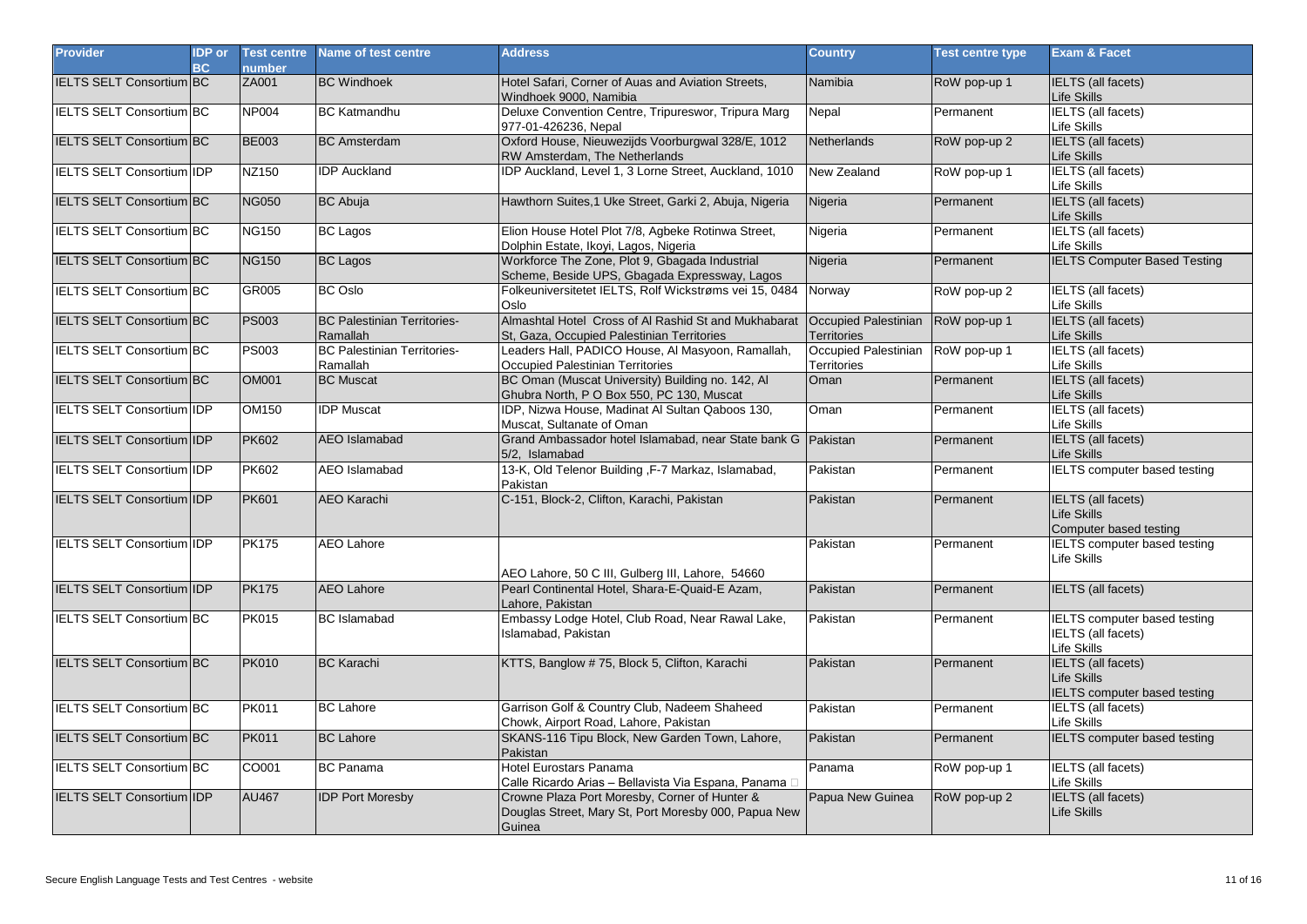| Provider | IDP or BC | Test centre number | Name of test centre | Address | Country | Test centre type | Exam & Facet |
|---|---|---|---|---|---|---|---|
| IELTS SELT Consortium | BC | ZA001 | BC Windhoek | Hotel Safari, Corner of Auas and Aviation Streets, Windhoek 9000, Namibia | Namibia | RoW pop-up 1 | IELTS (all facets)<br>Life Skills |
| IELTS SELT Consortium | BC | NP004 | BC Katmandhu | Deluxe Convention Centre, Tripureswor, Tripura Marg 977-01-426236, Nepal | Nepal | Permanent | IELTS (all facets)<br>Life Skills |
| IELTS SELT Consortium | BC | BE003 | BC Amsterdam | Oxford House, Nieuwezijds Voorburgwal 328/E, 1012 RW Amsterdam, The Netherlands | Netherlands | RoW pop-up 2 | IELTS (all facets)<br>Life Skills |
| IELTS SELT Consortium | IDP | NZ150 | IDP Auckland | IDP Auckland, Level 1, 3 Lorne Street, Auckland, 1010 | New Zealand | RoW pop-up 1 | IELTS (all facets)<br>Life Skills |
| IELTS SELT Consortium | BC | NG050 | BC Abuja | Hawthorn Suites,1 Uke Street, Garki 2, Abuja, Nigeria | Nigeria | Permanent | IELTS (all facets)<br>Life Skills |
| IELTS SELT Consortium | BC | NG150 | BC Lagos | Elion House Hotel Plot 7/8, Agbeke Rotinwa Street, Dolphin Estate, Ikoyi, Lagos, Nigeria | Nigeria | Permanent | IELTS (all facets)<br>Life Skills |
| IELTS SELT Consortium | BC | NG150 | BC Lagos | Workforce The Zone, Plot 9, Gbagada Industrial Scheme, Beside UPS, Gbagada Expressway, Lagos | Nigeria | Permanent | IELTS Computer Based Testing |
| IELTS SELT Consortium | BC | GR005 | BC Oslo | Folkeuniversitetet IELTS, Rolf Wickstrøms vei 15, 0484 Oslo | Norway | RoW pop-up 2 | IELTS (all facets)<br>Life Skills |
| IELTS SELT Consortium | BC | PS003 | BC Palestinian Territories-Ramallah | Almashtal Hotel Cross of Al Rashid St and Mukhabarat St, Gaza, Occupied Palestinian Territories | Occupied Palestinian Territories | RoW pop-up 1 | IELTS (all facets)<br>Life Skills |
| IELTS SELT Consortium | BC | PS003 | BC Palestinian Territories-Ramallah | Leaders Hall, PADICO House, Al Masyoon, Ramallah, Occupied Palestinian Territories | Occupied Palestinian Territories | RoW pop-up 1 | IELTS (all facets)<br>Life Skills |
| IELTS SELT Consortium | BC | OM001 | BC Muscat | BC Oman (Muscat University) Building no. 142, Al Ghubra North, P O Box 550, PC 130, Muscat | Oman | Permanent | IELTS (all facets)<br>Life Skills |
| IELTS SELT Consortium | IDP | OM150 | IDP Muscat | IDP, Nizwa House, Madinat Al Sultan Qaboos 130, Muscat, Sultanate of Oman | Oman | Permanent | IELTS (all facets)<br>Life Skills |
| IELTS SELT Consortium | IDP | PK602 | AEO Islamabad | Grand Ambassador hotel Islamabad, near State bank G 5/2, Islamabad | Pakistan | Permanent | IELTS (all facets)<br>Life Skills |
| IELTS SELT Consortium | IDP | PK602 | AEO Islamabad | 13-K, Old Telenor Building ,F-7 Markaz, Islamabad, Pakistan | Pakistan | Permanent | IELTS computer based testing |
| IELTS SELT Consortium | IDP | PK601 | AEO Karachi | C-151, Block-2, Clifton, Karachi, Pakistan | Pakistan | Permanent | IELTS (all facets)<br>Life Skills<br>Computer based testing |
| IELTS SELT Consortium | IDP | PK175 | AEO Lahore | AEO Lahore, 50 C III, Gulberg III, Lahore, 54660 | Pakistan | Permanent | IELTS computer based testing<br>Life Skills |
| IELTS SELT Consortium | IDP | PK175 | AEO Lahore | Pearl Continental Hotel, Shara-E-Quaid-E Azam, Lahore, Pakistan | Pakistan | Permanent | IELTS (all facets) |
| IELTS SELT Consortium | BC | PK015 | BC Islamabad | Embassy Lodge Hotel, Club Road, Near Rawal Lake, Islamabad, Pakistan | Pakistan | Permanent | IELTS computer based testing<br>IELTS (all facets)<br>Life Skills |
| IELTS SELT Consortium | BC | PK010 | BC Karachi | KTTS, Banglow # 75, Block 5, Clifton, Karachi | Pakistan | Permanent | IELTS (all facets)<br>Life Skills<br>IELTS computer based testing |
| IELTS SELT Consortium | BC | PK011 | BC Lahore | Garrison Golf & Country Club, Nadeem Shaheed Chowk, Airport Road, Lahore, Pakistan | Pakistan | Permanent | IELTS (all facets)<br>Life Skills |
| IELTS SELT Consortium | BC | PK011 | BC Lahore | SKANS-116 Tipu Block, New Garden Town, Lahore, Pakistan | Pakistan | Permanent | IELTS computer based testing |
| IELTS SELT Consortium | BC | CO001 | BC Panama | Hotel Eurostars Panama<br>Calle Ricardo Arias – Bellavista Via Espana, Panama | Panama | RoW pop-up 1 | IELTS (all facets)<br>Life Skills |
| IELTS SELT Consortium | IDP | AU467 | IDP Port Moresby | Crowne Plaza Port Moresby, Corner of Hunter & Douglas Street, Mary St, Port Moresby 000, Papua New Guinea | Papua New Guinea | RoW pop-up 2 | IELTS (all facets)<br>Life Skills |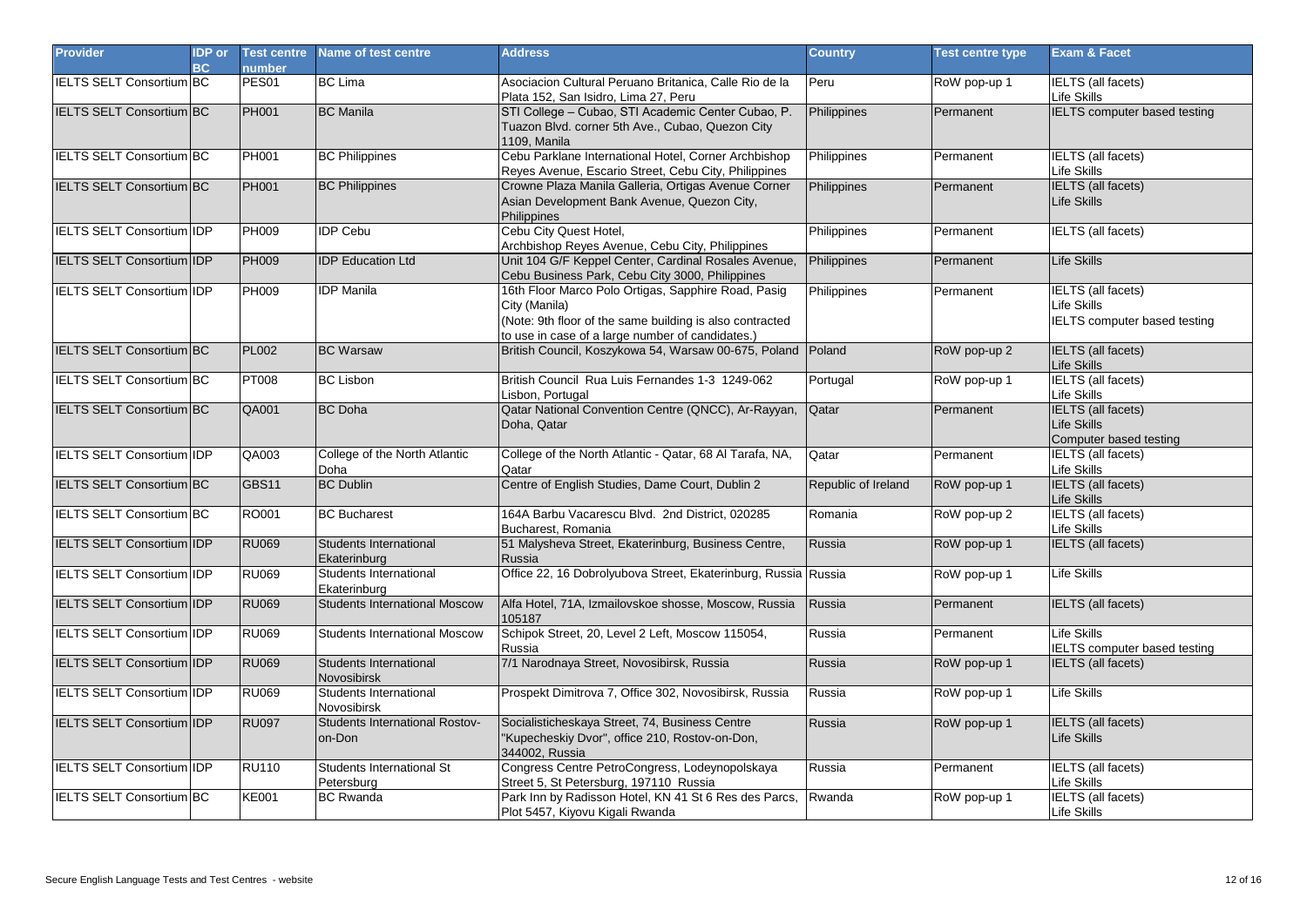| Provider | IDP or BC | Test centre number | Name of test centre | Address | Country | Test centre type | Exam & Facet |
|---|---|---|---|---|---|---|---|
| IELTS SELT Consortium | BC | PES01 | BC Lima | Asociacion Cultural Peruano Britanica, Calle Rio de la Plata 152, San Isidro, Lima 27, Peru | Peru | RoW pop-up 1 | IELTS (all facets)<br>Life Skills |
| IELTS SELT Consortium | BC | PH001 | BC Manila | STI College – Cubao, STI Academic Center Cubao, P. Tuazon Blvd. corner 5th Ave., Cubao, Quezon City 1109, Manila | Philippines | Permanent | IELTS computer based testing |
| IELTS SELT Consortium | BC | PH001 | BC Philippines | Cebu Parklane International Hotel, Corner Archbishop Reyes Avenue, Escario Street, Cebu City, Philippines | Philippines | Permanent | IELTS (all facets)<br>Life Skills |
| IELTS SELT Consortium | BC | PH001 | BC Philippines | Crowne Plaza Manila Galleria, Ortigas Avenue Corner Asian Development Bank Avenue, Quezon City, Philippines | Philippines | Permanent | IELTS (all facets)<br>Life Skills |
| IELTS SELT Consortium | IDP | PH009 | IDP Cebu | Cebu City Quest Hotel,<br>Archbishop Reyes Avenue, Cebu City, Philippines | Philippines | Permanent | IELTS (all facets) |
| IELTS SELT Consortium | IDP | PH009 | IDP Education Ltd | Unit 104 G/F Keppel Center, Cardinal Rosales Avenue, Cebu Business Park, Cebu City 3000, Philippines | Philippines | Permanent | Life Skills |
| IELTS SELT Consortium | IDP | PH009 | IDP Manila | 16th Floor Marco Polo Ortigas, Sapphire Road, Pasig City (Manila)<br>(Note: 9th floor of the same building is also contracted to use in case of a large number of candidates.) | Philippines | Permanent | IELTS (all facets)<br>Life Skills<br>IELTS computer based testing |
| IELTS SELT Consortium | BC | PL002 | BC Warsaw | British Council, Koszykowa 54, Warsaw 00-675, Poland | Poland | RoW pop-up 2 | IELTS (all facets)<br>Life Skills |
| IELTS SELT Consortium | BC | PT008 | BC Lisbon | British Council Rua Luis Fernandes 1-3 1249-062 Lisbon, Portugal | Portugal | RoW pop-up 1 | IELTS (all facets)<br>Life Skills |
| IELTS SELT Consortium | BC | QA001 | BC Doha | Qatar National Convention Centre (QNCC), Ar-Rayyan, Doha, Qatar | Qatar | Permanent | IELTS (all facets)<br>Life Skills<br>Computer based testing |
| IELTS SELT Consortium | IDP | QA003 | College of the North Atlantic Doha | College of the North Atlantic - Qatar, 68 Al Tarafa, NA, Qatar | Qatar | Permanent | IELTS (all facets)<br>Life Skills |
| IELTS SELT Consortium | BC | GBS11 | BC Dublin | Centre of English Studies, Dame Court, Dublin 2 | Republic of Ireland | RoW pop-up 1 | IELTS (all facets)<br>Life Skills |
| IELTS SELT Consortium | BC | RO001 | BC Bucharest | 164A Barbu Vacarescu Blvd. 2nd District, 020285 Bucharest, Romania | Romania | RoW pop-up 2 | IELTS (all facets)<br>Life Skills |
| IELTS SELT Consortium | IDP | RU069 | Students International Ekaterinburg | 51 Malysheva Street, Ekaterinburg, Business Centre, Russia | Russia | RoW pop-up 1 | IELTS (all facets) |
| IELTS SELT Consortium | IDP | RU069 | Students International Ekaterinburg | Office 22, 16 Dobrolyubova Street, Ekaterinburg, Russia | Russia | RoW pop-up 1 | Life Skills |
| IELTS SELT Consortium | IDP | RU069 | Students International Moscow | Alfa Hotel, 71A, Izmailovskoe shosse, Moscow, Russia 105187 | Russia | Permanent | IELTS (all facets) |
| IELTS SELT Consortium | IDP | RU069 | Students International Moscow | Schipok Street, 20, Level 2 Left, Moscow 115054, Russia | Russia | Permanent | Life Skills<br>IELTS computer based testing |
| IELTS SELT Consortium | IDP | RU069 | Students International Novosibirsk | 7/1 Narodnaya Street, Novosibirsk, Russia | Russia | RoW pop-up 1 | IELTS (all facets) |
| IELTS SELT Consortium | IDP | RU069 | Students International Novosibirsk | Prospekt Dimitrova 7, Office 302, Novosibirsk, Russia | Russia | RoW pop-up 1 | Life Skills |
| IELTS SELT Consortium | IDP | RU097 | Students International Rostov-on-Don | Socialisticheskaya Street, 74, Business Centre "Kupecheskiy Dvor", office 210, Rostov-on-Don, 344002, Russia | Russia | RoW pop-up 1 | IELTS (all facets)<br>Life Skills |
| IELTS SELT Consortium | IDP | RU110 | Students International St Petersburg | Congress Centre PetroCongress, Lodeynopolskaya Street 5, St Petersburg, 197110 Russia | Russia | Permanent | IELTS (all facets)<br>Life Skills |
| IELTS SELT Consortium | BC | KE001 | BC Rwanda | Park Inn by Radisson Hotel, KN 41 St 6 Res des Parcs, Plot 5457, Kiyovu Kigali Rwanda | Rwanda | RoW pop-up 1 | IELTS (all facets)<br>Life Skills |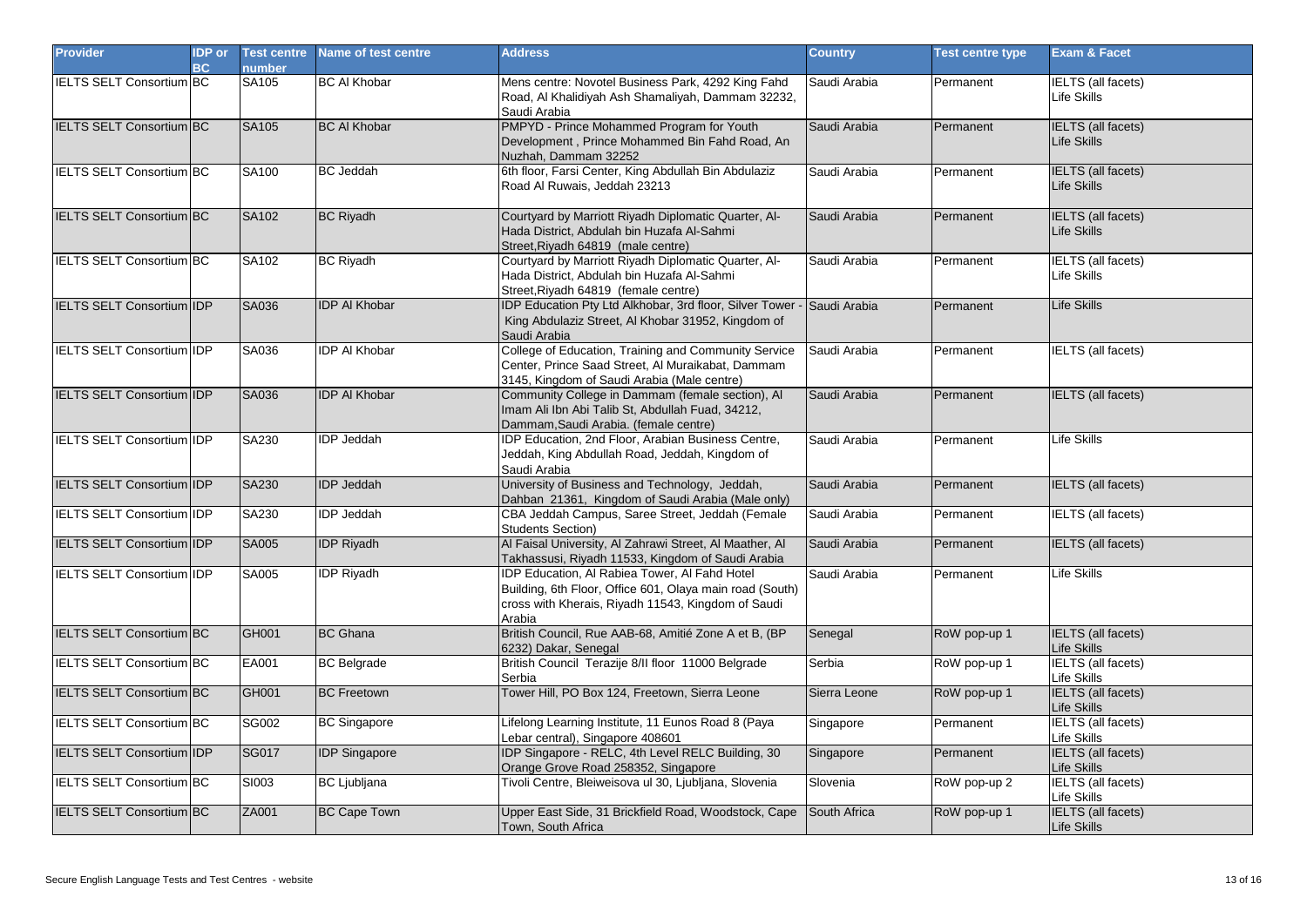| Provider | IDP or BC | Test centre number | Name of test centre | Address | Country | Test centre type | Exam & Facet |
|---|---|---|---|---|---|---|---|
| IELTS SELT Consortium | BC | SA105 | BC Al Khobar | Mens centre: Novotel Business Park, 4292 King Fahd Road, Al Khalidiyah Ash Shamaliyah, Dammam 32232, Saudi Arabia | Saudi Arabia | Permanent | IELTS (all facets) Life Skills |
| IELTS SELT Consortium | BC | SA105 | BC Al Khobar | PMPYD - Prince Mohammed Program for Youth Development , Prince Mohammed Bin Fahd Road, An Nuzhah, Dammam 32252 | Saudi Arabia | Permanent | IELTS (all facets) Life Skills |
| IELTS SELT Consortium | BC | SA100 | BC Jeddah | 6th floor, Farsi Center, King Abdullah Bin Abdulaziz Road Al Ruwais, Jeddah 23213 | Saudi Arabia | Permanent | IELTS (all facets) Life Skills |
| IELTS SELT Consortium | BC | SA102 | BC Riyadh | Courtyard by Marriott Riyadh Diplomatic Quarter, Al-Hada District, Abdulah bin Huzafa Al-Sahmi Street,Riyadh 64819 (male centre) | Saudi Arabia | Permanent | IELTS (all facets) Life Skills |
| IELTS SELT Consortium | BC | SA102 | BC Riyadh | Courtyard by Marriott Riyadh Diplomatic Quarter, Al-Hada District, Abdulah bin Huzafa Al-Sahmi Street,Riyadh 64819 (female centre) | Saudi Arabia | Permanent | IELTS (all facets) Life Skills |
| IELTS SELT Consortium | IDP | SA036 | IDP Al Khobar | IDP Education Pty Ltd Alkhobar, 3rd floor, Silver Tower - King Abdulaziz Street, Al Khobar 31952, Kingdom of Saudi Arabia | Saudi Arabia | Permanent | Life Skills |
| IELTS SELT Consortium | IDP | SA036 | IDP Al Khobar | College of Education, Training and Community Service Center, Prince Saad Street, Al Muraikabat, Dammam 3145, Kingdom of Saudi Arabia (Male centre) | Saudi Arabia | Permanent | IELTS (all facets) |
| IELTS SELT Consortium | IDP | SA036 | IDP Al Khobar | Community College in Dammam (female section), Al Imam Ali Ibn Abi Talib St, Abdullah Fuad, 34212, Dammam,Saudi Arabia. (female centre) | Saudi Arabia | Permanent | IELTS (all facets) |
| IELTS SELT Consortium | IDP | SA230 | IDP Jeddah | IDP Education, 2nd Floor, Arabian Business Centre, Jeddah, King Abdullah Road, Jeddah, Kingdom of Saudi Arabia | Saudi Arabia | Permanent | Life Skills |
| IELTS SELT Consortium | IDP | SA230 | IDP Jeddah | University of Business and Technology, Jeddah, Dahban 21361, Kingdom of Saudi Arabia (Male only) | Saudi Arabia | Permanent | IELTS (all facets) |
| IELTS SELT Consortium | IDP | SA230 | IDP Jeddah | CBA Jeddah Campus, Saree Street, Jeddah (Female Students Section) | Saudi Arabia | Permanent | IELTS (all facets) |
| IELTS SELT Consortium | IDP | SA005 | IDP Riyadh | Al Faisal University, Al Zahrawi Street, Al Maather, Al Takhassusi, Riyadh 11533, Kingdom of Saudi Arabia | Saudi Arabia | Permanent | IELTS (all facets) |
| IELTS SELT Consortium | IDP | SA005 | IDP Riyadh | IDP Education, Al Rabiea Tower, Al Fahd Hotel Building, 6th Floor, Office 601, Olaya main road (South) cross with Kherais, Riyadh 11543, Kingdom of Saudi Arabia | Saudi Arabia | Permanent | Life Skills |
| IELTS SELT Consortium | BC | GH001 | BC Ghana | British Council, Rue AAB-68, Amitié Zone A et B, (BP 6232) Dakar, Senegal | Senegal | RoW pop-up 1 | IELTS (all facets) Life Skills |
| IELTS SELT Consortium | BC | EA001 | BC Belgrade | British Council Terazije 8/II floor 11000 Belgrade Serbia | Serbia | RoW pop-up 1 | IELTS (all facets) Life Skills |
| IELTS SELT Consortium | BC | GH001 | BC Freetown | Tower Hill, PO Box 124, Freetown, Sierra Leone | Sierra Leone | RoW pop-up 1 | IELTS (all facets) Life Skills |
| IELTS SELT Consortium | BC | SG002 | BC Singapore | Lifelong Learning Institute, 11 Eunos Road 8 (Paya Lebar central), Singapore 408601 | Singapore | Permanent | IELTS (all facets) Life Skills |
| IELTS SELT Consortium | IDP | SG017 | IDP Singapore | IDP Singapore - RELC, 4th Level RELC Building, 30 Orange Grove Road 258352, Singapore | Singapore | Permanent | IELTS (all facets) Life Skills |
| IELTS SELT Consortium | BC | SI003 | BC Ljubljana | Tivoli Centre, Bleiweisova ul 30, Ljubljana, Slovenia | Slovenia | RoW pop-up 2 | IELTS (all facets) Life Skills |
| IELTS SELT Consortium | BC | ZA001 | BC Cape Town | Upper East Side, 31 Brickfield Road, Woodstock, Cape Town, South Africa | South Africa | RoW pop-up 1 | IELTS (all facets) Life Skills |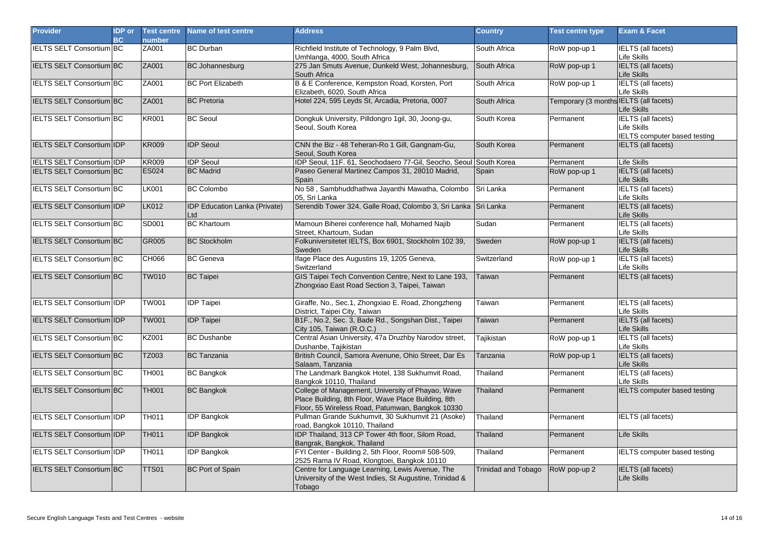| Provider | IDP or BC | Test centre number | Name of test centre | Address | Country | Test centre type | Exam & Facet |
|---|---|---|---|---|---|---|---|
| IELTS SELT Consortium | BC | ZA001 | BC Durban | Richfield Institute of Technology, 9 Palm Blvd, Umhlanga, 4000, South Africa | South Africa | RoW pop-up 1 | IELTS (all facets)<br>Life Skills |
| IELTS SELT Consortium | BC | ZA001 | BC Johannesburg | 275 Jan Smuts Avenue, Dunkeld West, Johannesburg, South Africa | South Africa | RoW pop-up 1 | IELTS (all facets)<br>Life Skills |
| IELTS SELT Consortium | BC | ZA001 | BC Port Elizabeth | B & E Conference, Kempston Road, Korsten, Port Elizabeth, 6020, South Africa | South Africa | RoW pop-up 1 | IELTS (all facets)<br>Life Skills |
| IELTS SELT Consortium | BC | ZA001 | BC Pretoria | Hotel 224, 595 Leyds St, Arcadia, Pretoria, 0007 | South Africa | Temporary (3 months | IELTS (all facets)<br>Life Skills |
| IELTS SELT Consortium | BC | KR001 | BC Seoul | Dongkuk University, Pilldongro 1gil, 30, Joong-gu, Seoul, South Korea | South Korea | Permanent | IELTS (all facets)<br>Life Skills<br>IELTS computer based testing |
| IELTS SELT Consortium | IDP | KR009 | IDP Seoul | CNN the Biz - 48 Teheran-Ro 1 Gill, Gangnam-Gu, Seoul, South Korea | South Korea | Permanent | IELTS (all facets) |
| IELTS SELT Consortium | IDP | KR009 | IDP Seoul | IDP Seoul, 11F. 61, Seochodaero 77-Gil, Seocho, Seoul | South Korea | Permanent | Life Skills |
| IELTS SELT Consortium | BC | ES024 | BC Madrid | Paseo General Martinez Campos 31, 28010 Madrid, Spain | Spain | RoW pop-up 1 | IELTS (all facets)<br>Life Skills |
| IELTS SELT Consortium | BC | LK001 | BC Colombo | No 58 , Sambhuddhathwa Jayanthi Mawatha, Colombo 05, Sri Lanka | Sri Lanka | Permanent | IELTS (all facets)<br>Life Skills |
| IELTS SELT Consortium | IDP | LK012 | IDP Education Lanka (Private) Ltd | Serendib Tower 324, Galle Road, Colombo 3, Sri Lanka | Sri Lanka | Permanent | IELTS (all facets)<br>Life Skills |
| IELTS SELT Consortium | BC | SD001 | BC Khartoum | Mamoun Biherei conference hall, Mohamed Najib Street, Khartoum, Sudan | Sudan | Permanent | IELTS (all facets)<br>Life Skills |
| IELTS SELT Consortium | BC | GR005 | BC Stockholm | Folkuniversitetet IELTS, Box 6901, Stockholm 102 39, Sweden | Sweden | RoW pop-up 1 | IELTS (all facets)<br>Life Skills |
| IELTS SELT Consortium | BC | CH066 | BC Geneva | Ifage Place des Augustins 19, 1205 Geneva, Switzerland | Switzerland | RoW pop-up 1 | IELTS (all facets)<br>Life Skills |
| IELTS SELT Consortium | BC | TW010 | BC Taipei | GIS Taipei Tech Convention Centre, Next to Lane 193, Zhongxiao East Road Section 3, Taipei, Taiwan | Taiwan | Permanent | IELTS (all facets) |
| IELTS SELT Consortium | IDP | TW001 | IDP Taipei | Giraffe, No., Sec.1, Zhongxiao E. Road, Zhongzheng District, Taipei City, Taiwan | Taiwan | Permanent | IELTS (all facets)<br>Life Skills |
| IELTS SELT Consortium | IDP | TW001 | IDP Taipei | B1F., No.2, Sec. 3, Bade Rd., Songshan Dist., Taipei City 105, Taiwan (R.O.C.) | Taiwan | Permanent | IELTS (all facets)<br>Life Skills |
| IELTS SELT Consortium | BC | KZ001 | BC Dushanbe | Central Asian University, 47a Druzhby Narodov street, Dushanbe, Tajikistan | Tajikistan | RoW pop-up 1 | IELTS (all facets)<br>Life Skills |
| IELTS SELT Consortium | BC | TZ003 | BC Tanzania | British Council, Samora Avenune, Ohio Street, Dar Es Salaam, Tanzania | Tanzania | RoW pop-up 1 | IELTS (all facets)<br>Life Skills |
| IELTS SELT Consortium | BC | TH001 | BC Bangkok | The Landmark Bangkok Hotel, 138 Sukhumvit Road, Bangkok 10110, Thailand | Thailand | Permanent | IELTS (all facets)<br>Life Skills |
| IELTS SELT Consortium | BC | TH001 | BC Bangkok | College of Management, University of Phayao, Wave Place Building, 8th Floor, Wave Place Building, 8th Floor, 55 Wireless Road, Patumwan, Bangkok 10330 | Thailand | Permanent | IELTS computer based testing |
| IELTS SELT Consortium | IDP | TH011 | IDP Bangkok | Pullman Grande Sukhumvit, 30 Sukhumvit 21 (Asoke) road, Bangkok 10110, Thailand | Thailand | Permanent | IELTS (all facets) |
| IELTS SELT Consortium | IDP | TH011 | IDP Bangkok | IDP Thailand, 313 CP Tower 4th floor, Silom Road, Bangrak, Bangkok, Thailand | Thailand | Permanent | Life Skills |
| IELTS SELT Consortium | IDP | TH011 | IDP Bangkok | FYI Center - Building 2, 5th Floor, Room# 508-509, 2525 Rama IV Road, Klongtoei, Bangkok 10110 | Thailand | Permanent | IELTS computer based testing |
| IELTS SELT Consortium | BC | TTS01 | BC Port of Spain | Centre for Language Learning, Lewis Avenue, The University of the West Indies, St Augustine, Trinidad & Tobago | Trinidad and Tobago | RoW pop-up 2 | IELTS (all facets)<br>Life Skills |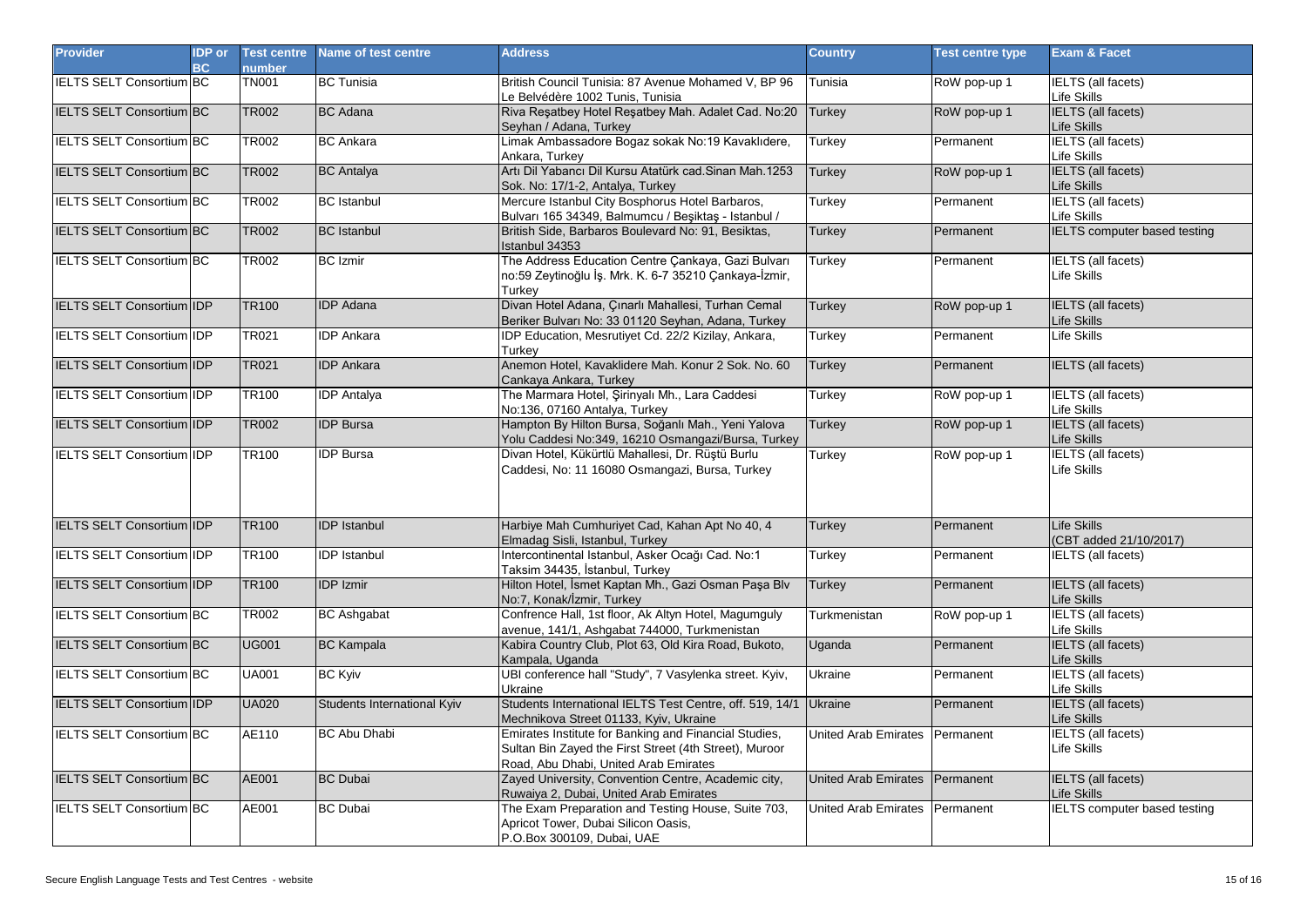| Provider | IDP or BC | Test centre number | Name of test centre | Address | Country | Test centre type | Exam & Facet |
|---|---|---|---|---|---|---|---|
| IELTS SELT Consortium | BC | TN001 | BC Tunisia | British Council Tunisia: 87 Avenue Mohamed V, BP 96 Le Belvédère 1002 Tunis, Tunisia | Tunisia | RoW pop-up 1 | IELTS (all facets) Life Skills |
| IELTS SELT Consortium | BC | TR002 | BC Adana | Riva Reşatbey Hotel Reşatbey Mah. Adalet Cad. No:20 Seyhan / Adana, Turkey | Turkey | RoW pop-up 1 | IELTS (all facets) Life Skills |
| IELTS SELT Consortium | BC | TR002 | BC Ankara | Limak Ambassadore Bogaz sokak No:19 Kavaklıdere, Ankara, Turkey | Turkey | Permanent | IELTS (all facets) Life Skills |
| IELTS SELT Consortium | BC | TR002 | BC Antalya | Artı Dil Yabancı Dil Kursu Atatürk cad.Sinan Mah.1253 Sok. No: 17/1-2, Antalya, Turkey | Turkey | RoW pop-up 1 | IELTS (all facets) Life Skills |
| IELTS SELT Consortium | BC | TR002 | BC Istanbul | Mercure Istanbul City Bosphorus Hotel Barbaros, Bulvarı 165 34349, Balmumcu / Beşiktaş - Istanbul / | Turkey | Permanent | IELTS (all facets) Life Skills |
| IELTS SELT Consortium | BC | TR002 | BC Istanbul | British Side, Barbaros Boulevard No: 91, Besiktas, Istanbul 34353 | Turkey | Permanent | IELTS computer based testing |
| IELTS SELT Consortium | BC | TR002 | BC Izmir | The Address Education Centre Çankaya, Gazi Bulvarı no:59 Zeytinoğlu İş. Mrk. K. 6-7 35210 Çankaya-İzmir, Turkey | Turkey | Permanent | IELTS (all facets) Life Skills |
| IELTS SELT Consortium | IDP | TR100 | IDP Adana | Divan Hotel Adana, Çınarlı Mahallesi, Turhan Cemal Beriker Bulvarı No: 33 01120 Seyhan, Adana, Turkey | Turkey | RoW pop-up 1 | IELTS (all facets) Life Skills |
| IELTS SELT Consortium | IDP | TR021 | IDP Ankara | IDP Education, Mesrutiyet Cd. 22/2 Kizilay, Ankara, Turkey | Turkey | Permanent | Life Skills |
| IELTS SELT Consortium | IDP | TR021 | IDP Ankara | Anemon Hotel, Kavaklidere Mah. Konur 2 Sok. No. 60 Cankaya Ankara, Turkey | Turkey | Permanent | IELTS (all facets) |
| IELTS SELT Consortium | IDP | TR100 | IDP Antalya | The Marmara Hotel, Şirinyalı Mh., Lara Caddesi No:136, 07160 Antalya, Turkey | Turkey | RoW pop-up 1 | IELTS (all facets) Life Skills |
| IELTS SELT Consortium | IDP | TR002 | IDP Bursa | Hampton By Hilton Bursa, Soğanlı Mah., Yeni Yalova Yolu Caddesi No:349, 16210 Osmangazi/Bursa, Turkey | Turkey | RoW pop-up 1 | IELTS (all facets) Life Skills |
| IELTS SELT Consortium | IDP | TR100 | IDP Bursa | Divan Hotel, Kükürtlü Mahallesi, Dr. Rüştü Burlu Caddesi, No: 11 16080 Osmangazi, Bursa, Turkey | Turkey | RoW pop-up 1 | IELTS (all facets) Life Skills |
| IELTS SELT Consortium | IDP | TR100 | IDP Istanbul | Harbiye Mah Cumhuriyet Cad, Kahan Apt No 40, 4 Elmadag Sisli, Istanbul, Turkey | Turkey | Permanent | Life Skills (CBT added 21/10/2017) |
| IELTS SELT Consortium | IDP | TR100 | IDP Istanbul | Intercontinental Istanbul, Asker Ocağı Cad. No:1 Taksim 34435, İstanbul, Turkey | Turkey | Permanent | IELTS (all facets) |
| IELTS SELT Consortium | IDP | TR100 | IDP Izmir | Hilton Hotel, İsmet Kaptan Mh., Gazi Osman Paşa Blv No:7, Konak/İzmir, Turkey | Turkey | Permanent | IELTS (all facets) Life Skills |
| IELTS SELT Consortium | BC | TR002 | BC Ashgabat | Confrence Hall, 1st floor, Ak Altyn Hotel, Magumguly avenue, 141/1, Ashgabat 744000, Turkmenistan | Turkmenistan | RoW pop-up 1 | IELTS (all facets) Life Skills |
| IELTS SELT Consortium | BC | UG001 | BC Kampala | Kabira Country Club, Plot 63, Old Kira Road, Bukoto, Kampala, Uganda | Uganda | Permanent | IELTS (all facets) Life Skills |
| IELTS SELT Consortium | BC | UA001 | BC Kyiv | UBI conference hall "Study", 7 Vasylenka street. Kyiv, Ukraine | Ukraine | Permanent | IELTS (all facets) Life Skills |
| IELTS SELT Consortium | IDP | UA020 | Students International Kyiv | Students International IELTS Test Centre, off. 519, 14/1 Mechnikova Street 01133, Kyiv, Ukraine | Ukraine | Permanent | IELTS (all facets) Life Skills |
| IELTS SELT Consortium | BC | AE110 | BC Abu Dhabi | Emirates Institute for Banking and Financial Studies, Sultan Bin Zayed the First Street (4th Street), Muroor Road, Abu Dhabi, United Arab Emirates | United Arab Emirates | Permanent | IELTS (all facets) Life Skills |
| IELTS SELT Consortium | BC | AE001 | BC Dubai | Zayed University, Convention Centre, Academic city, Ruwaiya 2, Dubai, United Arab Emirates | United Arab Emirates | Permanent | IELTS (all facets) Life Skills |
| IELTS SELT Consortium | BC | AE001 | BC Dubai | The Exam Preparation and Testing House, Suite 703, Apricot Tower, Dubai Silicon Oasis, P.O.Box 300109, Dubai, UAE | United Arab Emirates | Permanent | IELTS computer based testing |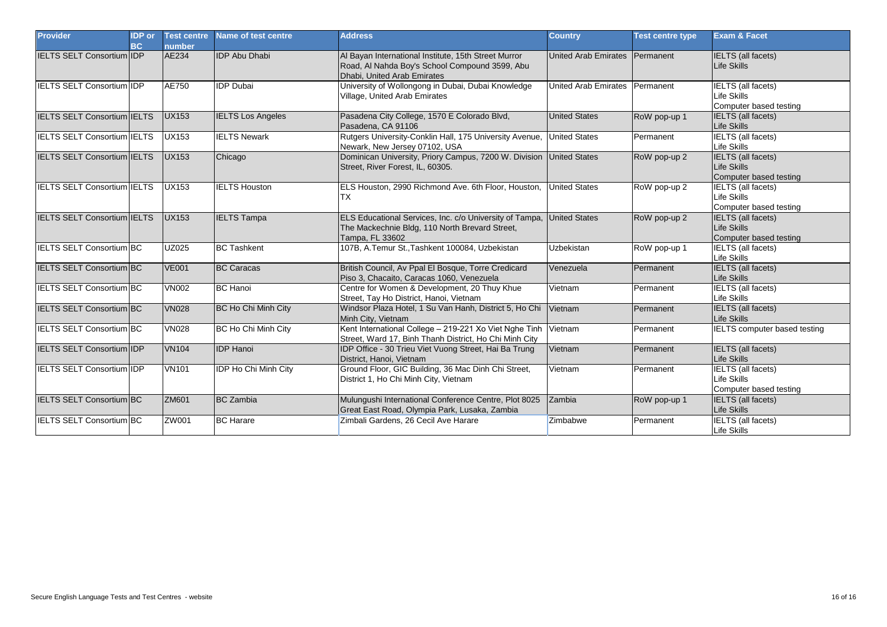| Provider | IDP or BC | Test centre number | Name of test centre | Address | Country | Test centre type | Exam & Facet |
| --- | --- | --- | --- | --- | --- | --- | --- |
| IELTS SELT Consortium | IDP | AE234 | IDP Abu Dhabi | Al Bayan International Institute, 15th Street Murror Road, Al Nahda Boy's School Compound 3599, Abu Dhabi, United Arab Emirates | United Arab Emirates | Permanent | IELTS (all facets)<br>Life Skills |
| IELTS SELT Consortium | IDP | AE750 | IDP Dubai | University of Wollongong in Dubai, Dubai Knowledge Village, United Arab Emirates | United Arab Emirates | Permanent | IELTS (all facets)<br>Life Skills<br>Computer based testing |
| IELTS SELT Consortium | IELTS | UX153 | IELTS Los Angeles | Pasadena City College, 1570 E Colorado Blvd, Pasadena, CA 91106 | United States | RoW pop-up 1 | IELTS (all facets)<br>Life Skills |
| IELTS SELT Consortium | IELTS | UX153 | IELTS Newark | Rutgers University-Conklin Hall, 175 University Avenue, Newark, New Jersey 07102, USA | United States | Permanent | IELTS (all facets)<br>Life Skills |
| IELTS SELT Consortium | IELTS | UX153 | Chicago | Dominican University, Priory Campus, 7200 W. Division Street, River Forest, IL, 60305. | United States | RoW pop-up 2 | IELTS (all facets)<br>Life Skills<br>Computer based testing |
| IELTS SELT Consortium | IELTS | UX153 | IELTS Houston | ELS Houston, 2990 Richmond Ave. 6th Floor, Houston, TX | United States | RoW pop-up 2 | IELTS (all facets)<br>Life Skills<br>Computer based testing |
| IELTS SELT Consortium | IELTS | UX153 | IELTS Tampa | ELS Educational Services, Inc. c/o University of Tampa, The Mackechnie Bldg, 110 North Brevard Street, Tampa, FL 33602 | United States | RoW pop-up 2 | IELTS (all facets)<br>Life Skills<br>Computer based testing |
| IELTS SELT Consortium | BC | UZ025 | BC Tashkent | 107B, A.Temur St.,Tashkent 100084, Uzbekistan | Uzbekistan | RoW pop-up 1 | IELTS (all facets)<br>Life Skills |
| IELTS SELT Consortium | BC | VE001 | BC Caracas | British Council, Av Ppal El Bosque, Torre Credicard Piso 3, Chacaito, Caracas 1060, Venezuela | Venezuela | Permanent | IELTS (all facets)<br>Life Skills |
| IELTS SELT Consortium | BC | VN002 | BC Hanoi | Centre for Women & Development, 20 Thuy Khue Street, Tay Ho District, Hanoi, Vietnam | Vietnam | Permanent | IELTS (all facets)<br>Life Skills |
| IELTS SELT Consortium | BC | VN028 | BC Ho Chi Minh City | Windsor Plaza Hotel, 1 Su Van Hanh, District 5, Ho Chi Minh City, Vietnam | Vietnam | Permanent | IELTS (all facets)<br>Life Skills |
| IELTS SELT Consortium | BC | VN028 | BC Ho Chi Minh City | Kent International College – 219-221 Xo Viet Nghe Tinh Street, Ward 17, Binh Thanh District, Ho Chi Minh City | Vietnam | Permanent | IELTS computer based testing |
| IELTS SELT Consortium | IDP | VN104 | IDP Hanoi | IDP Office - 30 Trieu Viet Vuong Street, Hai Ba Trung District, Hanoi, Vietnam | Vietnam | Permanent | IELTS (all facets)<br>Life Skills |
| IELTS SELT Consortium | IDP | VN101 | IDP Ho Chi Minh City | Ground Floor, GIC Building, 36 Mac Dinh Chi Street, District 1, Ho Chi Minh City, Vietnam | Vietnam | Permanent | IELTS (all facets)<br>Life Skills<br>Computer based testing |
| IELTS SELT Consortium | BC | ZM601 | BC Zambia | Mulungushi International Conference Centre, Plot 8025 Great East Road, Olympia Park, Lusaka, Zambia | Zambia | RoW pop-up 1 | IELTS (all facets)<br>Life Skills |
| IELTS SELT Consortium | BC | ZW001 | BC Harare | Zimbali Gardens, 26 Cecil Ave Harare | Zimbabwe | Permanent | IELTS (all facets)<br>Life Skills |